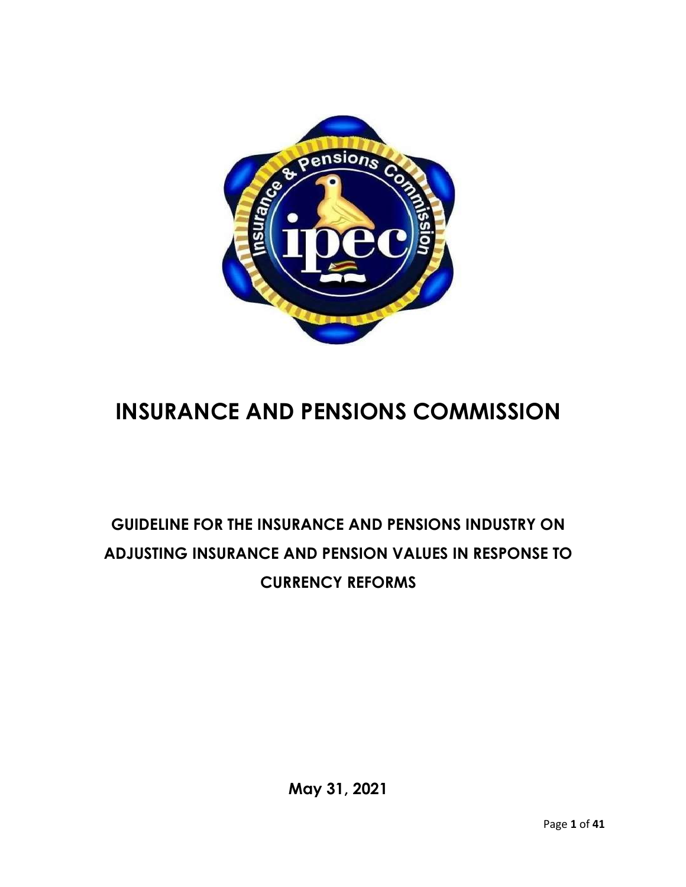# INSURANCE AND PENSIONS COMMISSION

## GUIDELINE FOR THE INSURANCE AND PENSIONS INDUSTRY ON ADJUSTING INSURANCE AND PENSION VALUES IN RESPONSE TO CURRENCY REFORMS

**May 31, 2021**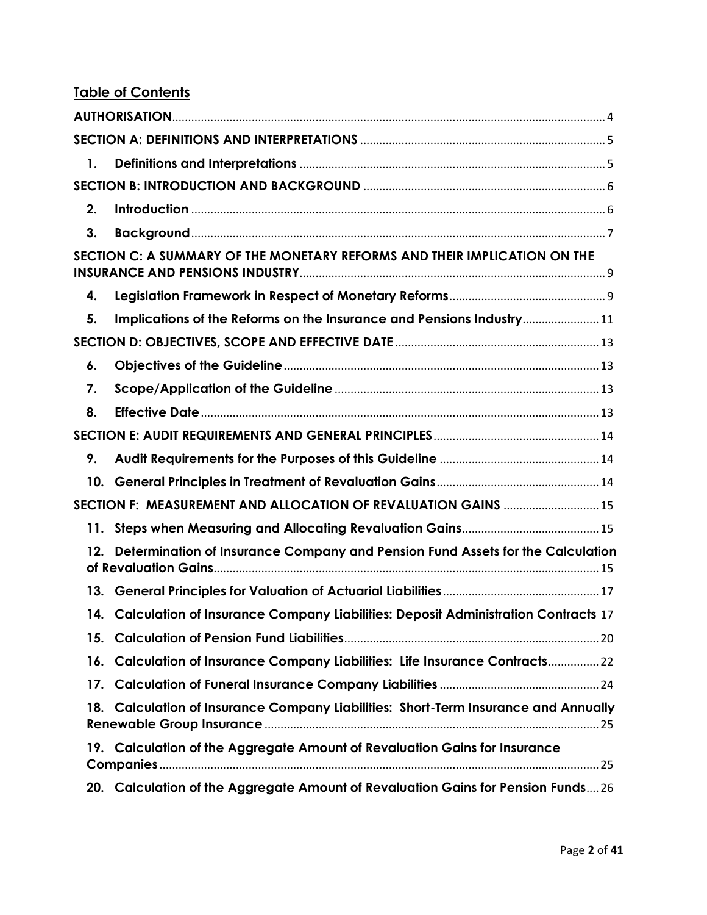## Table of Contents

**AUTHORISATION** .......... 4

**SECTION A: DEFINITIONS AND INTERPRETATIONS** .......... 5

1. **Definitions and Interpretations** .......... 5

**SECTION B: INTRODUCTION AND BACKGROUND** .......... 6

2. **Introduction** .......... 6
3. **Background** .......... 7

**SECTION C: A SUMMARY OF THE MONETARY REFORMS AND THEIR IMPLICATION ON THE INSURANCE AND PENSIONS INDUSTRY** .......... 9

4. **Legislation Framework in Respect of Monetary Reforms** .......... 9
5. **Implications of the Reforms on the Insurance and Pensions Industry** .......... 11

**SECTION D: OBJECTIVES, SCOPE AND EFFECTIVE DATE** .......... 13

6. **Objectives of the Guideline** .......... 13
7. **Scope/Application of the Guideline** .......... 13
8. **Effective Date** .......... 13

**SECTION E: AUDIT REQUIREMENTS AND GENERAL PRINCIPLES** .......... 14

9. **Audit Requirements for the Purposes of this Guideline** .......... 14
10. **General Principles in Treatment of Revaluation Gains** .......... 14

**SECTION F: MEASUREMENT AND ALLOCATION OF REVALUATION GAINS** .......... 15

11. **Steps when Measuring and Allocating Revaluation Gains** .......... 15
12. **Determination of Insurance Company and Pension Fund Assets for the Calculation of Revaluation Gains** .......... 15
13. **General Principles for Valuation of Actuarial Liabilities** .......... 17
14. **Calculation of Insurance Company Liabilities: Deposit Administration Contracts** .......... 17
15. **Calculation of Pension Fund Liabilities** .......... 20
16. **Calculation of Insurance Company Liabilities: Life Insurance Contracts** .......... 22
17. **Calculation of Funeral Insurance Company Liabilities** .......... 24
18. **Calculation of Insurance Company Liabilities: Short-Term Insurance and Annually Renewable Group Insurance** .......... 25
19. **Calculation of the Aggregate Amount of Revaluation Gains for Insurance Companies** .......... 25
20. **Calculation of the Aggregate Amount of Revaluation Gains for Pension Funds** .......... 26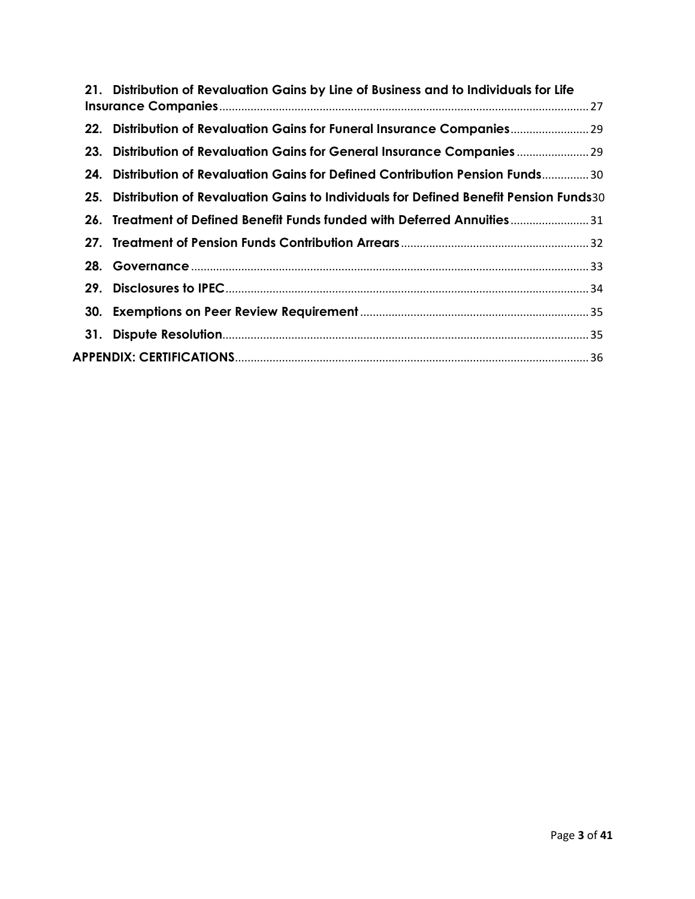21. **Distribution of Revaluation Gains by Line of Business and to Individuals for Life Insurance Companies** ..... 27
22. **Distribution of Revaluation Gains for Funeral Insurance Companies** ..... 29
23. **Distribution of Revaluation Gains for General Insurance Companies** ..... 29
24. **Distribution of Revaluation Gains for Defined Contribution Pension Funds** ..... 30
25. **Distribution of Revaluation Gains to Individuals for Defined Benefit Pension Funds** 30
26. **Treatment of Defined Benefit Funds funded with Deferred Annuities** ..... 31
27. **Treatment of Pension Funds Contribution Arrears** ..... 32
28. **Governance** ..... 33
29. **Disclosures to IPEC** ..... 34
30. **Exemptions on Peer Review Requirement** ..... 35
31. **Dispute Resolution** ..... 35

**APPENDIX: CERTIFICATIONS** ..... 36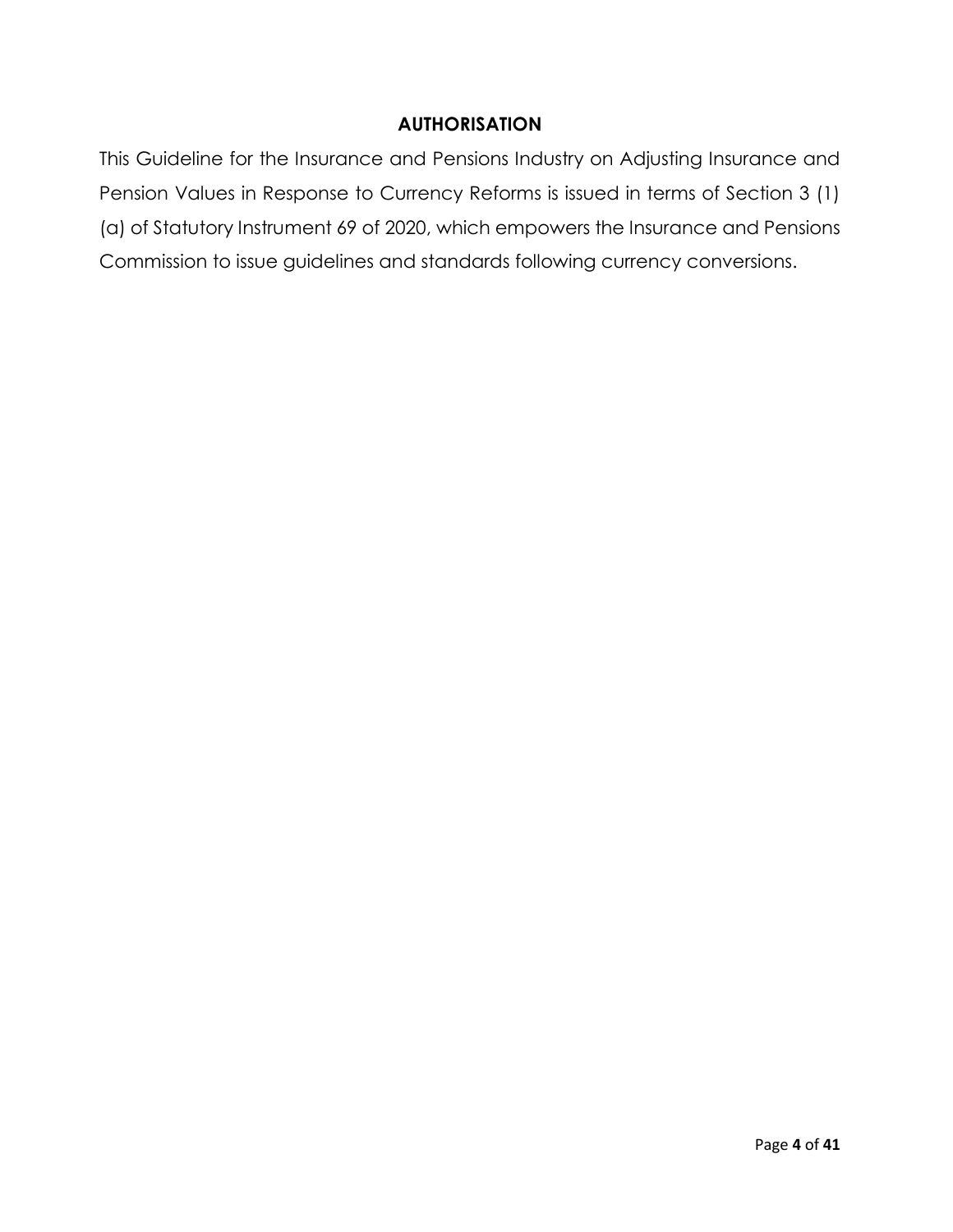## AUTHORISATION

This Guideline for the Insurance and Pensions Industry on Adjusting Insurance and Pension Values in Response to Currency Reforms is issued in terms of Section 3 (1) (a) of Statutory Instrument 69 of 2020, which empowers the Insurance and Pensions Commission to issue guidelines and standards following currency conversions.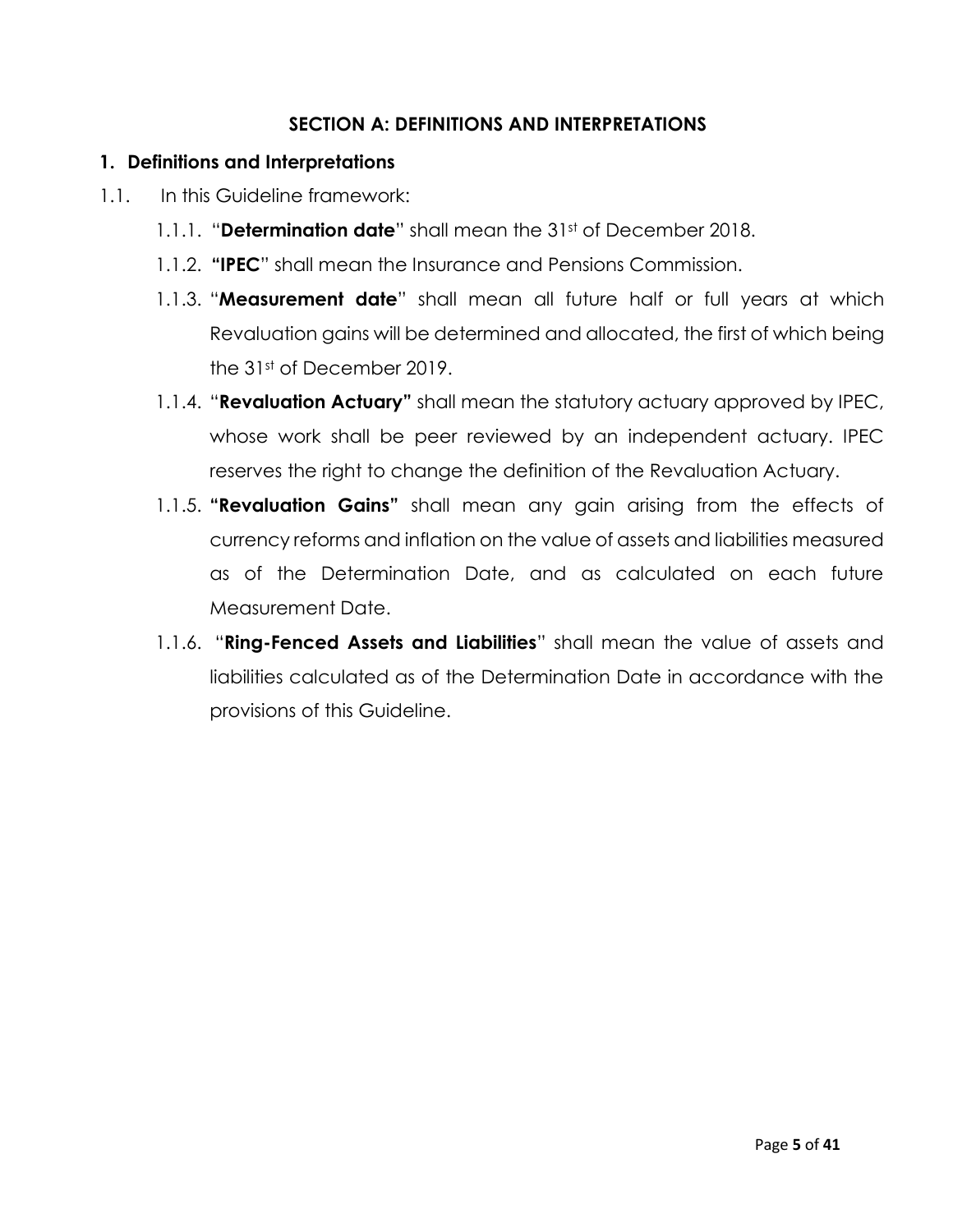## SECTION A: DEFINITIONS AND INTERPRETATIONS

### 1. Definitions and Interpretations

1.1. In this Guideline framework:

1.1.1. "**Determination date**" shall mean the 31st of December 2018.

1.1.2. **"IPEC"** shall mean the Insurance and Pensions Commission.

1.1.3. "**Measurement date**" shall mean all future half or full years at which Revaluation gains will be determined and allocated, the first of which being the 31st of December 2019.

1.1.4. "**Revaluation Actuary"** shall mean the statutory actuary approved by IPEC, whose work shall be peer reviewed by an independent actuary. IPEC reserves the right to change the definition of the Revaluation Actuary.

1.1.5. **"Revaluation Gains"** shall mean any gain arising from the effects of currency reforms and inflation on the value of assets and liabilities measured as of the Determination Date, and as calculated on each future Measurement Date.

1.1.6. "**Ring-Fenced Assets and Liabilities**" shall mean the value of assets and liabilities calculated as of the Determination Date in accordance with the provisions of this Guideline.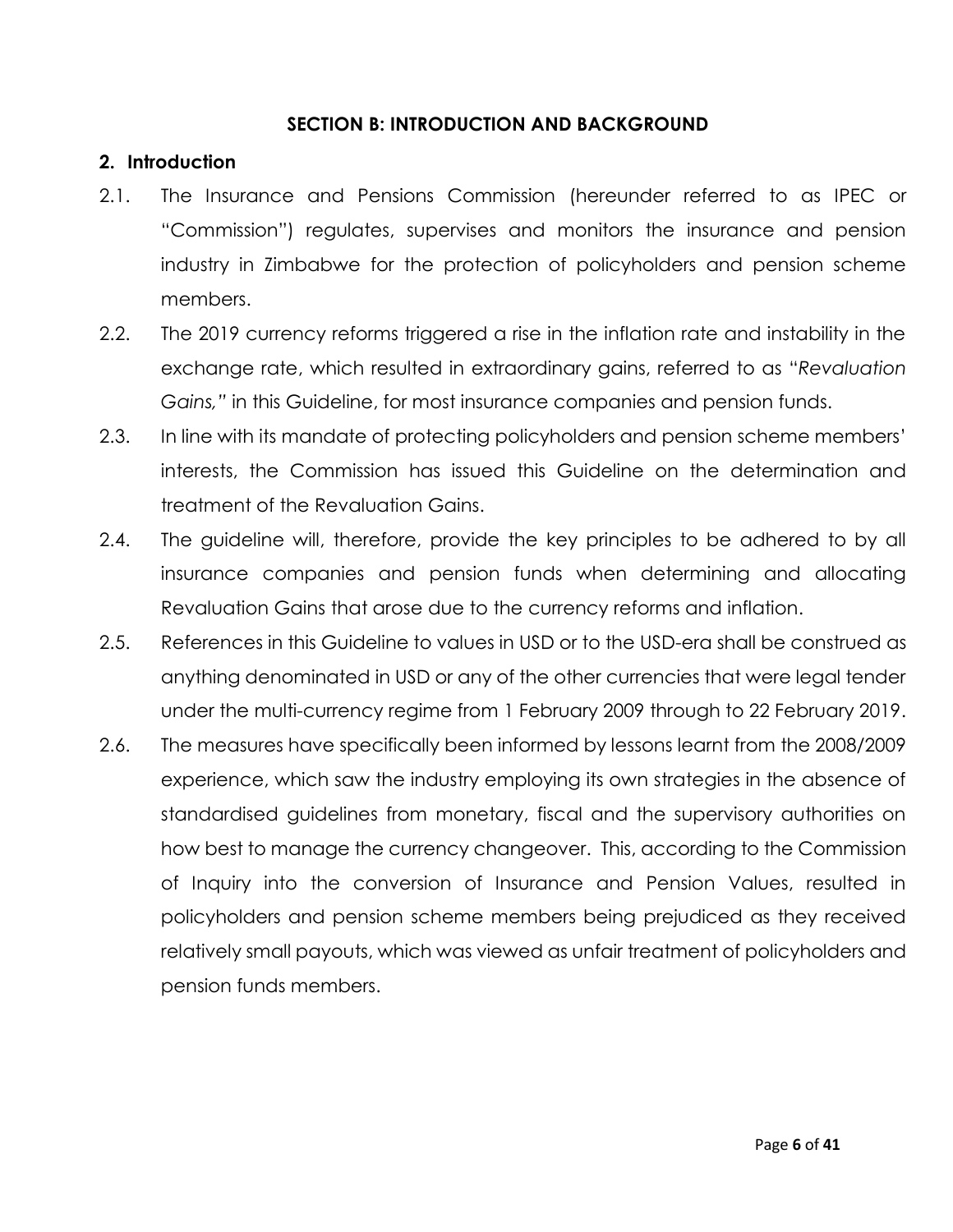## SECTION B: INTRODUCTION AND BACKGROUND

### 2. Introduction

2.1. The Insurance and Pensions Commission (hereunder referred to as IPEC or "Commission") regulates, supervises and monitors the insurance and pension industry in Zimbabwe for the protection of policyholders and pension scheme members.

2.2. The 2019 currency reforms triggered a rise in the inflation rate and instability in the exchange rate, which resulted in extraordinary gains, referred to as "*Revaluation Gains,"* in this Guideline, for most insurance companies and pension funds.

2.3. In line with its mandate of protecting policyholders and pension scheme members' interests, the Commission has issued this Guideline on the determination and treatment of the Revaluation Gains.

2.4. The guideline will, therefore, provide the key principles to be adhered to by all insurance companies and pension funds when determining and allocating Revaluation Gains that arose due to the currency reforms and inflation.

2.5. References in this Guideline to values in USD or to the USD-era shall be construed as anything denominated in USD or any of the other currencies that were legal tender under the multi-currency regime from 1 February 2009 through to 22 February 2019.

2.6. The measures have specifically been informed by lessons learnt from the 2008/2009 experience, which saw the industry employing its own strategies in the absence of standardised guidelines from monetary, fiscal and the supervisory authorities on how best to manage the currency changeover. This, according to the Commission of Inquiry into the conversion of Insurance and Pension Values, resulted in policyholders and pension scheme members being prejudiced as they received relatively small payouts, which was viewed as unfair treatment of policyholders and pension funds members.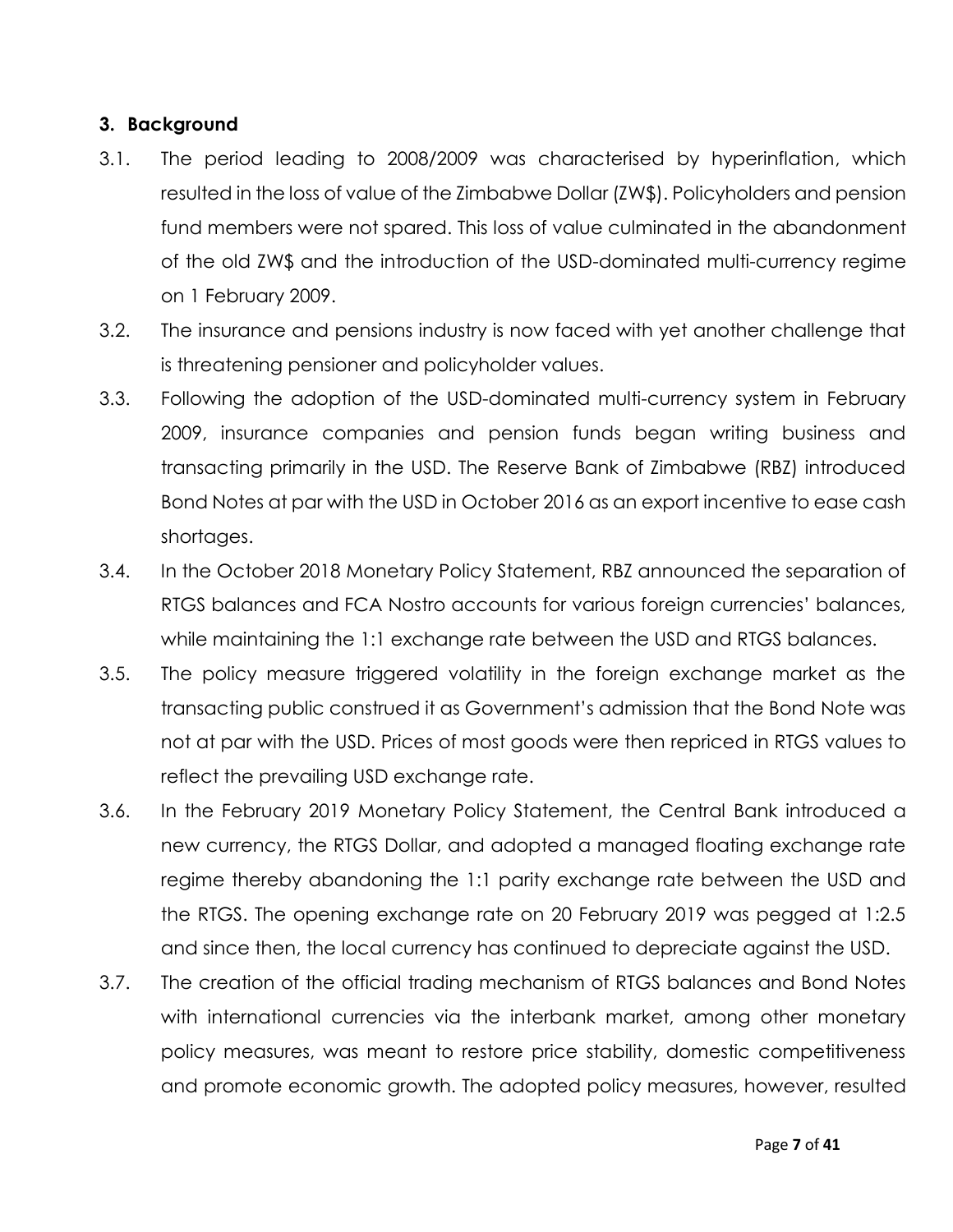## 3. Background

3.1. The period leading to 2008/2009 was characterised by hyperinflation, which resulted in the loss of value of the Zimbabwe Dollar (ZW$). Policyholders and pension fund members were not spared. This loss of value culminated in the abandonment of the old ZW$ and the introduction of the USD-dominated multi-currency regime on 1 February 2009.

3.2. The insurance and pensions industry is now faced with yet another challenge that is threatening pensioner and policyholder values.

3.3. Following the adoption of the USD-dominated multi-currency system in February 2009, insurance companies and pension funds began writing business and transacting primarily in the USD. The Reserve Bank of Zimbabwe (RBZ) introduced Bond Notes at par with the USD in October 2016 as an export incentive to ease cash shortages.

3.4. In the October 2018 Monetary Policy Statement, RBZ announced the separation of RTGS balances and FCA Nostro accounts for various foreign currencies' balances, while maintaining the 1:1 exchange rate between the USD and RTGS balances.

3.5. The policy measure triggered volatility in the foreign exchange market as the transacting public construed it as Government's admission that the Bond Note was not at par with the USD. Prices of most goods were then repriced in RTGS values to reflect the prevailing USD exchange rate.

3.6. In the February 2019 Monetary Policy Statement, the Central Bank introduced a new currency, the RTGS Dollar, and adopted a managed floating exchange rate regime thereby abandoning the 1:1 parity exchange rate between the USD and the RTGS. The opening exchange rate on 20 February 2019 was pegged at 1:2.5 and since then, the local currency has continued to depreciate against the USD.

3.7. The creation of the official trading mechanism of RTGS balances and Bond Notes with international currencies via the interbank market, among other monetary policy measures, was meant to restore price stability, domestic competitiveness and promote economic growth. The adopted policy measures, however, resulted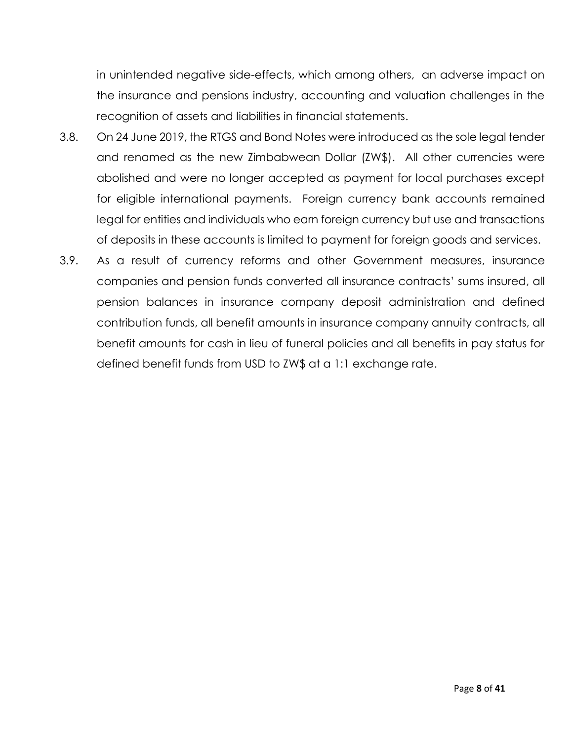in unintended negative side-effects, which among others, an adverse impact on the insurance and pensions industry, accounting and valuation challenges in the recognition of assets and liabilities in financial statements.

3.8. On 24 June 2019, the RTGS and Bond Notes were introduced as the sole legal tender and renamed as the new Zimbabwean Dollar (ZW$). All other currencies were abolished and were no longer accepted as payment for local purchases except for eligible international payments. Foreign currency bank accounts remained legal for entities and individuals who earn foreign currency but use and transactions of deposits in these accounts is limited to payment for foreign goods and services.

3.9. As a result of currency reforms and other Government measures, insurance companies and pension funds converted all insurance contracts' sums insured, all pension balances in insurance company deposit administration and defined contribution funds, all benefit amounts in insurance company annuity contracts, all benefit amounts for cash in lieu of funeral policies and all benefits in pay status for defined benefit funds from USD to ZW$ at a 1:1 exchange rate.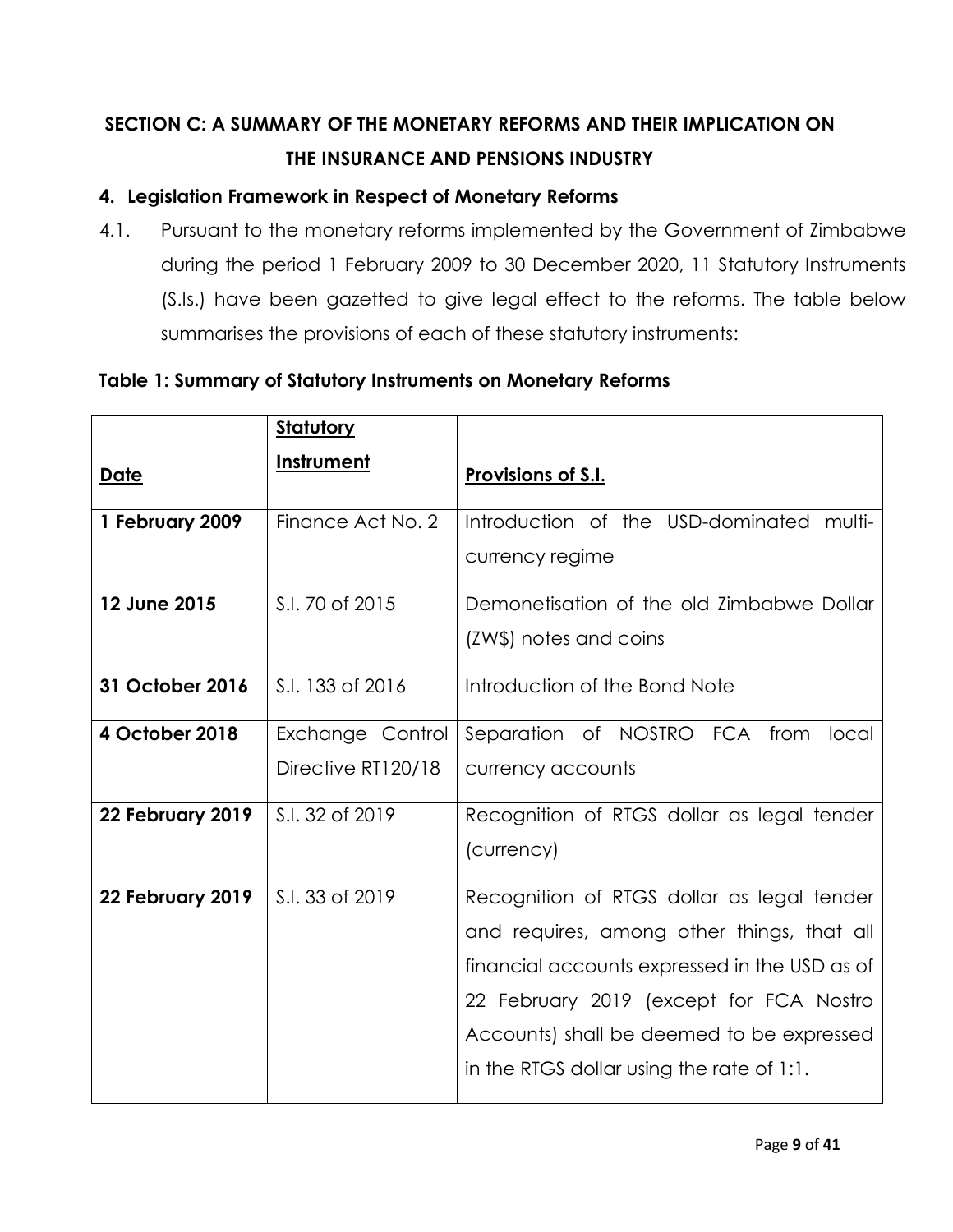## SECTION C: A SUMMARY OF THE MONETARY REFORMS AND THEIR IMPLICATION ON THE INSURANCE AND PENSIONS INDUSTRY

### 4. Legislation Framework in Respect of Monetary Reforms

4.1. Pursuant to the monetary reforms implemented by the Government of Zimbabwe during the period 1 February 2009 to 30 December 2020, 11 Statutory Instruments (S.Is.) have been gazetted to give legal effect to the reforms. The table below summarises the provisions of each of these statutory instruments:

**Table 1: Summary of Statutory Instruments on Monetary Reforms**

| Date | Statutory Instrument | Provisions of S.I. |
|---|---|---|
| **1 February 2009** | Finance Act No. 2 | Introduction of the USD-dominated multi-currency regime |
| **12 June 2015** | S.I. 70 of 2015 | Demonetisation of the old Zimbabwe Dollar (ZW$) notes and coins |
| **31 October 2016** | S.I. 133 of 2016 | Introduction of the Bond Note |
| **4 October 2018** | Exchange Control Directive RT120/18 | Separation of NOSTRO FCA from local currency accounts |
| **22 February 2019** | S.I. 32 of 2019 | Recognition of RTGS dollar as legal tender (currency) |
| **22 February 2019** | S.I. 33 of 2019 | Recognition of RTGS dollar as legal tender and requires, among other things, that all financial accounts expressed in the USD as of 22 February 2019 (except for FCA Nostro Accounts) shall be deemed to be expressed in the RTGS dollar using the rate of 1:1. |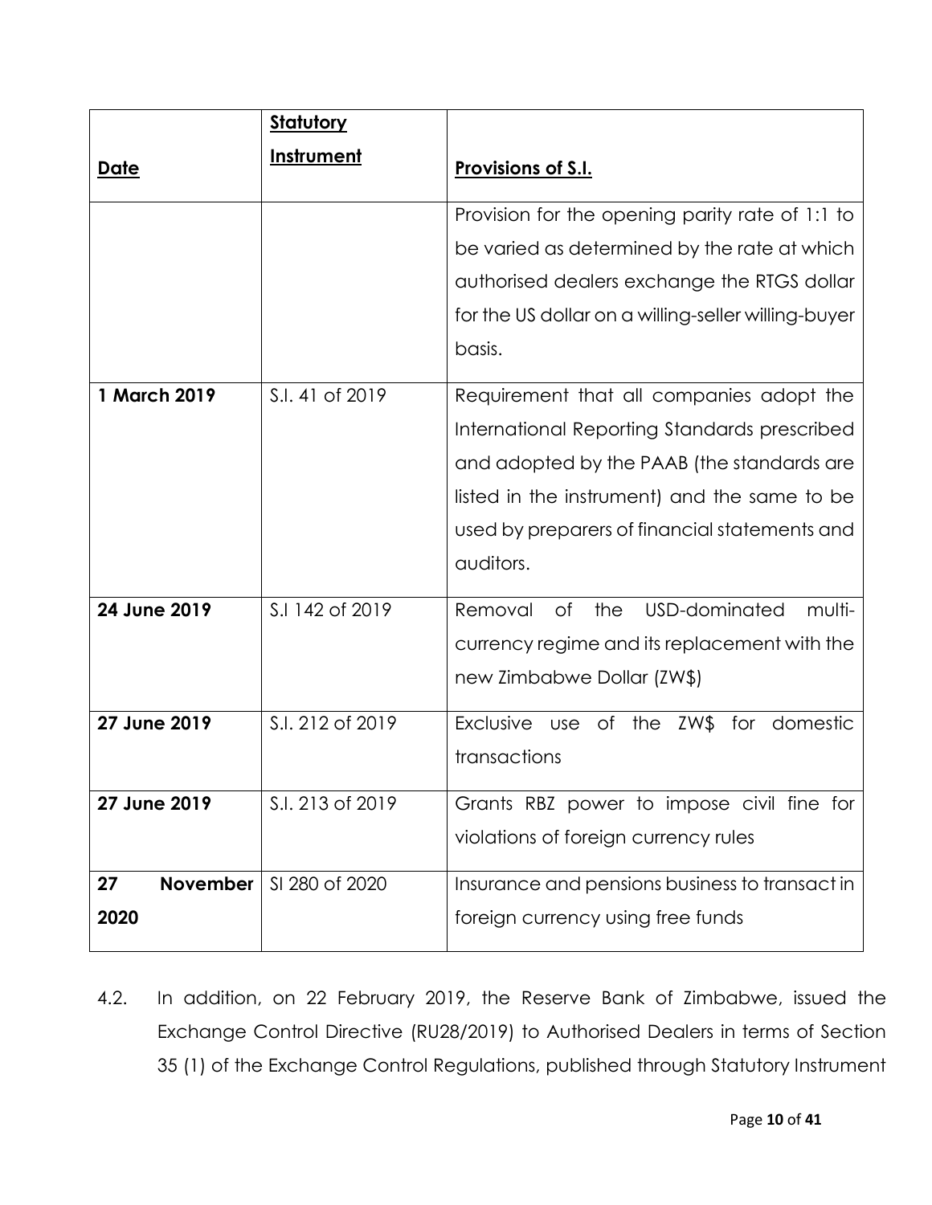| **Date** | **Statutory Instrument** | **Provisions of S.I.** |
|---|---|---|
| | | Provision for the opening parity rate of 1:1 to be varied as determined by the rate at which authorised dealers exchange the RTGS dollar for the US dollar on a willing-seller willing-buyer basis. |
| **1 March 2019** | S.I. 41 of 2019 | Requirement that all companies adopt the International Reporting Standards prescribed and adopted by the PAAB (the standards are listed in the instrument) and the same to be used by preparers of financial statements and auditors. |
| **24 June 2019** | S.I 142 of 2019 | Removal of the USD-dominated multi-currency regime and its replacement with the new Zimbabwe Dollar (ZW$) |
| **27 June 2019** | S.I. 212 of 2019 | Exclusive use of the ZW$ for domestic transactions |
| **27 June 2019** | S.I. 213 of 2019 | Grants RBZ power to impose civil fine for violations of foreign currency rules |
| **27 November 2020** | SI 280 of 2020 | Insurance and pensions business to transact in foreign currency using free funds |

4.2. In addition, on 22 February 2019, the Reserve Bank of Zimbabwe, issued the Exchange Control Directive (RU28/2019) to Authorised Dealers in terms of Section 35 (1) of the Exchange Control Regulations, published through Statutory Instrument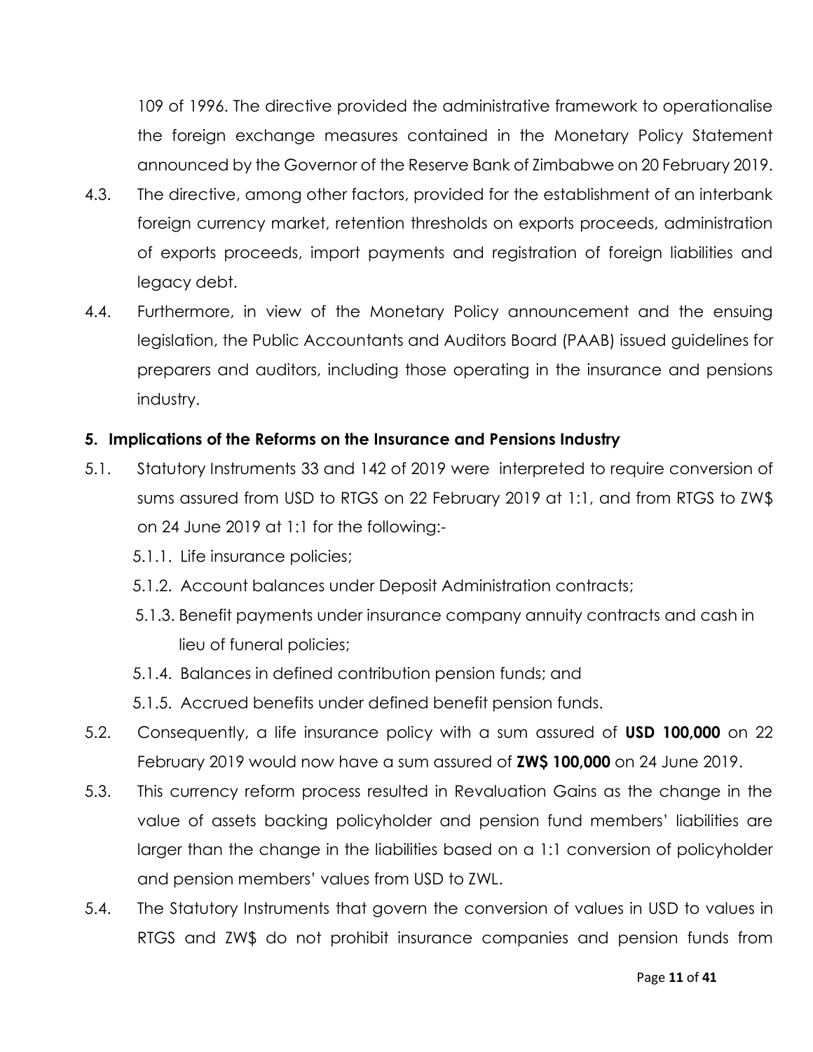109 of 1996. The directive provided the administrative framework to operationalise the foreign exchange measures contained in the Monetary Policy Statement announced by the Governor of the Reserve Bank of Zimbabwe on 20 February 2019.

4.3. The directive, among other factors, provided for the establishment of an interbank foreign currency market, retention thresholds on exports proceeds, administration of exports proceeds, import payments and registration of foreign liabilities and legacy debt.

4.4. Furthermore, in view of the Monetary Policy announcement and the ensuing legislation, the Public Accountants and Auditors Board (PAAB) issued guidelines for preparers and auditors, including those operating in the insurance and pensions industry.

## 5. Implications of the Reforms on the Insurance and Pensions Industry

5.1. Statutory Instruments 33 and 142 of 2019 were interpreted to require conversion of sums assured from USD to RTGS on 22 February 2019 at 1:1, and from RTGS to ZW$ on 24 June 2019 at 1:1 for the following:-

5.1.1. Life insurance policies;

5.1.2. Account balances under Deposit Administration contracts;

5.1.3. Benefit payments under insurance company annuity contracts and cash in lieu of funeral policies;

5.1.4. Balances in defined contribution pension funds; and

5.1.5. Accrued benefits under defined benefit pension funds.

5.2. Consequently, a life insurance policy with a sum assured of **USD 100,000** on 22 February 2019 would now have a sum assured of **ZW$ 100,000** on 24 June 2019.

5.3. This currency reform process resulted in Revaluation Gains as the change in the value of assets backing policyholder and pension fund members' liabilities are larger than the change in the liabilities based on a 1:1 conversion of policyholder and pension members' values from USD to ZWL.

5.4. The Statutory Instruments that govern the conversion of values in USD to values in RTGS and ZW$ do not prohibit insurance companies and pension funds from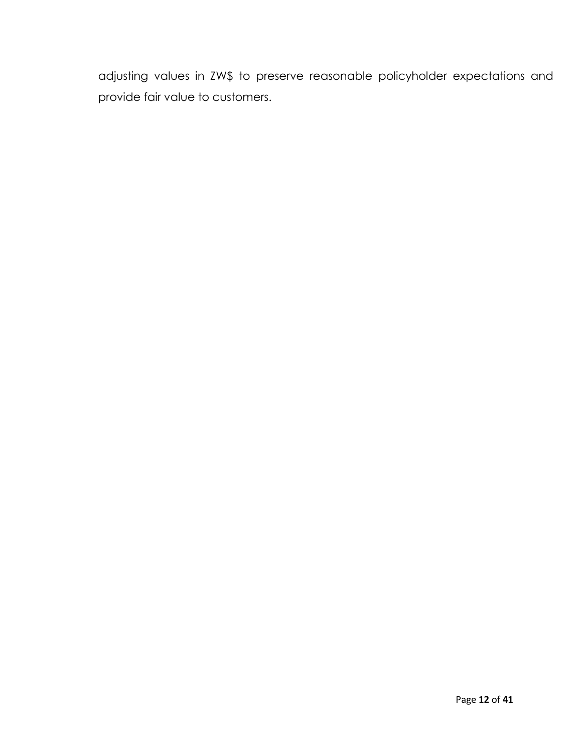adjusting values in ZW$ to preserve reasonable policyholder expectations and provide fair value to customers.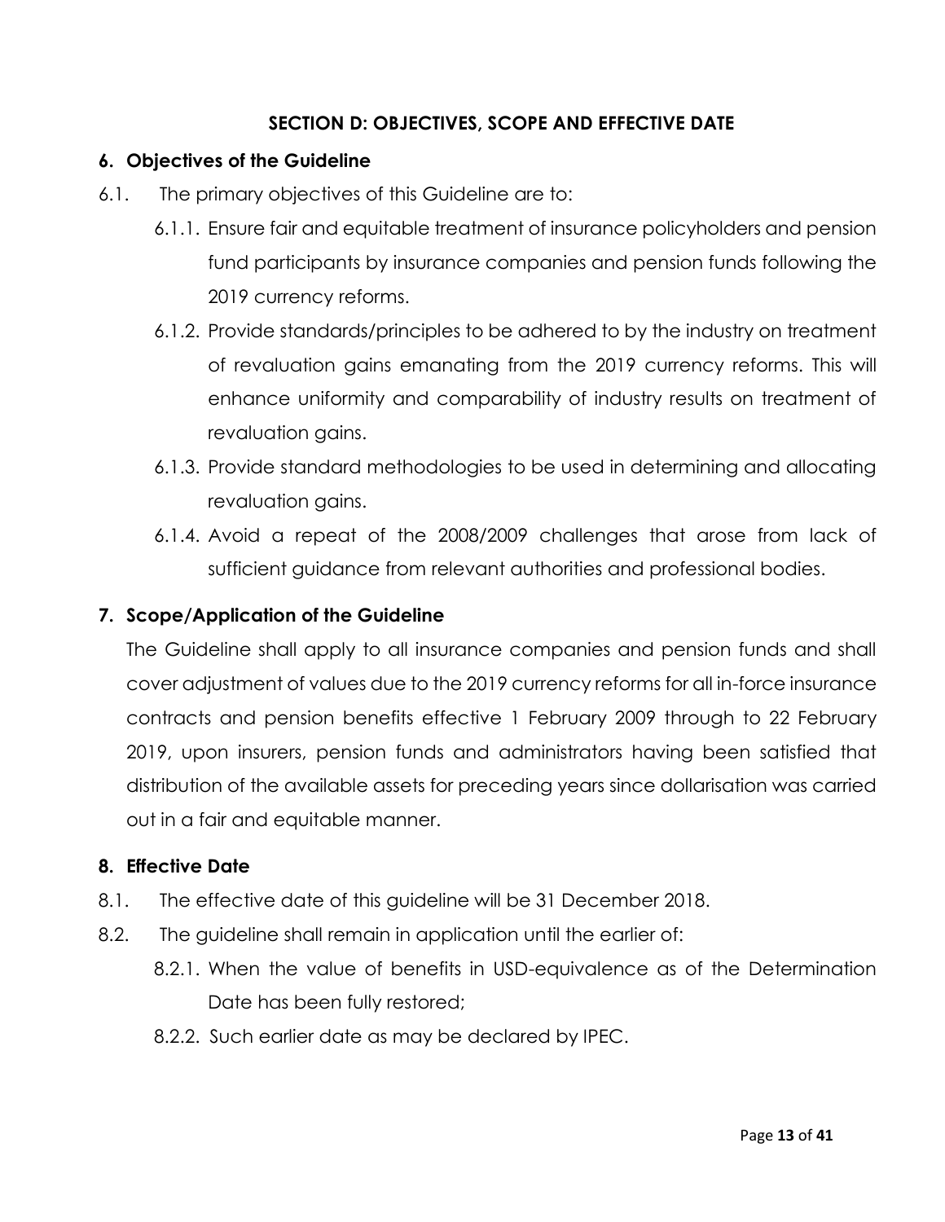## SECTION D: OBJECTIVES, SCOPE AND EFFECTIVE DATE

### 6. Objectives of the Guideline

6.1. The primary objectives of this Guideline are to:

- 6.1.1. Ensure fair and equitable treatment of insurance policyholders and pension fund participants by insurance companies and pension funds following the 2019 currency reforms.
- 6.1.2. Provide standards/principles to be adhered to by the industry on treatment of revaluation gains emanating from the 2019 currency reforms. This will enhance uniformity and comparability of industry results on treatment of revaluation gains.
- 6.1.3. Provide standard methodologies to be used in determining and allocating revaluation gains.
- 6.1.4. Avoid a repeat of the 2008/2009 challenges that arose from lack of sufficient guidance from relevant authorities and professional bodies.

### 7. Scope/Application of the Guideline

The Guideline shall apply to all insurance companies and pension funds and shall cover adjustment of values due to the 2019 currency reforms for all in-force insurance contracts and pension benefits effective 1 February 2009 through to 22 February 2019, upon insurers, pension funds and administrators having been satisfied that distribution of the available assets for preceding years since dollarisation was carried out in a fair and equitable manner.

### 8. Effective Date

8.1. The effective date of this guideline will be 31 December 2018.

8.2. The guideline shall remain in application until the earlier of:

- 8.2.1. When the value of benefits in USD-equivalence as of the Determination Date has been fully restored;
- 8.2.2. Such earlier date as may be declared by IPEC.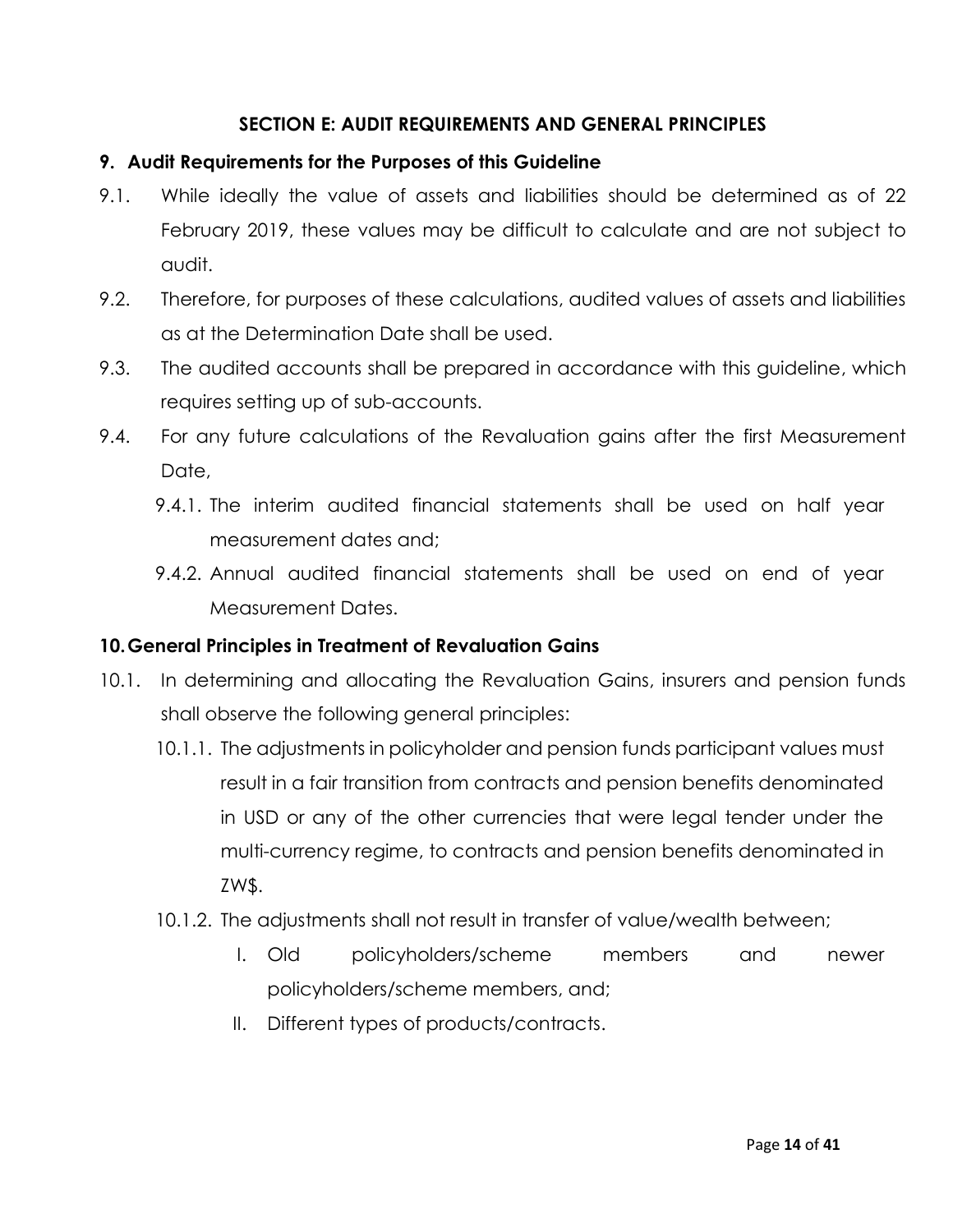## SECTION E: AUDIT REQUIREMENTS AND GENERAL PRINCIPLES

### 9. Audit Requirements for the Purposes of this Guideline

9.1. While ideally the value of assets and liabilities should be determined as of 22 February 2019, these values may be difficult to calculate and are not subject to audit.

9.2. Therefore, for purposes of these calculations, audited values of assets and liabilities as at the Determination Date shall be used.

9.3. The audited accounts shall be prepared in accordance with this guideline, which requires setting up of sub-accounts.

9.4. For any future calculations of the Revaluation gains after the first Measurement Date,

- 9.4.1. The interim audited financial statements shall be used on half year measurement dates and;
- 9.4.2. Annual audited financial statements shall be used on end of year Measurement Dates.

### 10. General Principles in Treatment of Revaluation Gains

10.1. In determining and allocating the Revaluation Gains, insurers and pension funds shall observe the following general principles:

- 10.1.1. The adjustments in policyholder and pension funds participant values must result in a fair transition from contracts and pension benefits denominated in USD or any of the other currencies that were legal tender under the multi-currency regime, to contracts and pension benefits denominated in ZW$.
- 10.1.2. The adjustments shall not result in transfer of value/wealth between;
  - I. Old policyholders/scheme members and newer policyholders/scheme members, and;
  - II. Different types of products/contracts.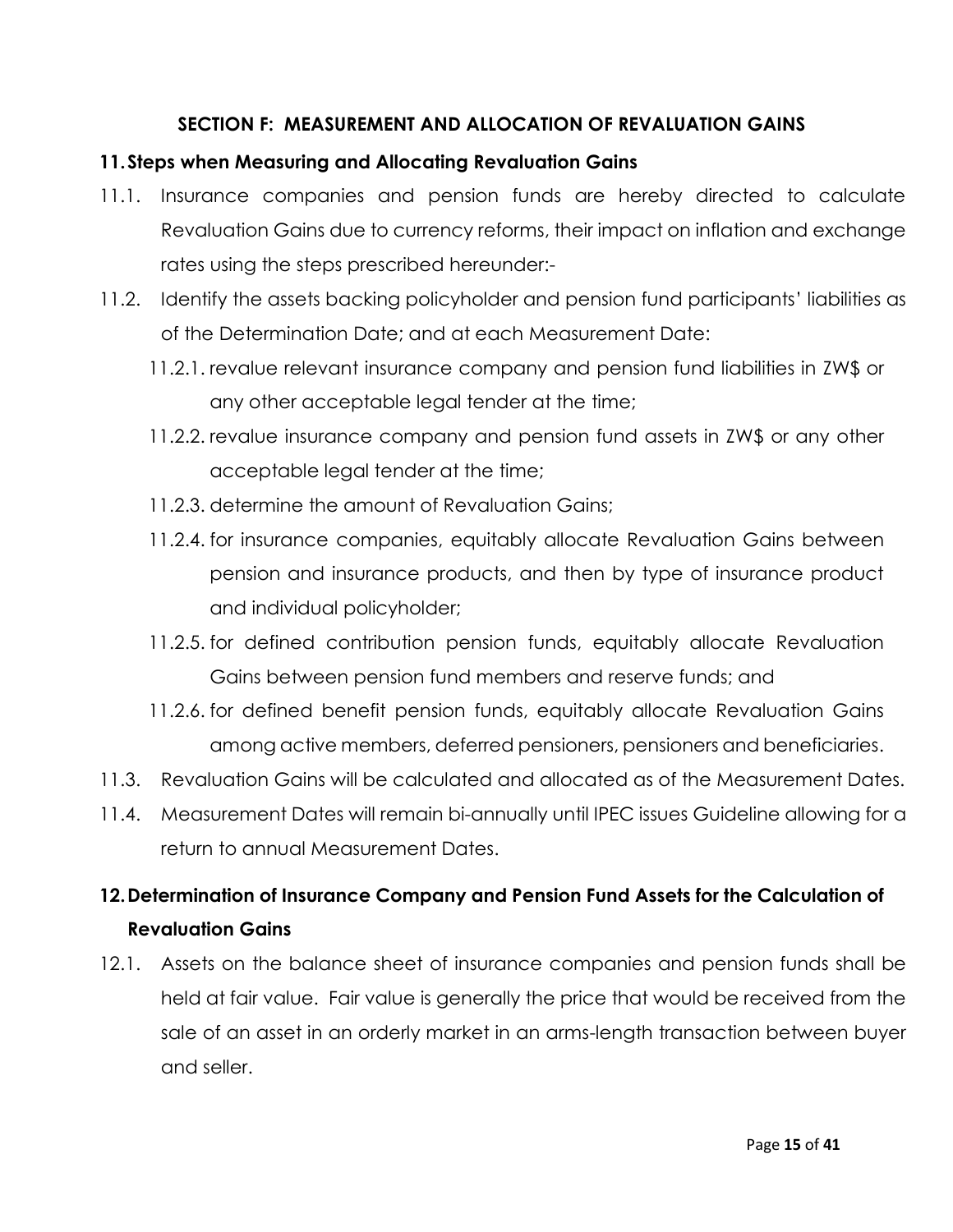## SECTION F: MEASUREMENT AND ALLOCATION OF REVALUATION GAINS

### 11. Steps when Measuring and Allocating Revaluation Gains

11.1. Insurance companies and pension funds are hereby directed to calculate Revaluation Gains due to currency reforms, their impact on inflation and exchange rates using the steps prescribed hereunder:-

11.2. Identify the assets backing policyholder and pension fund participants' liabilities as of the Determination Date; and at each Measurement Date:

- 11.2.1. revalue relevant insurance company and pension fund liabilities in ZW$ or any other acceptable legal tender at the time;
- 11.2.2. revalue insurance company and pension fund assets in ZW$ or any other acceptable legal tender at the time;
- 11.2.3. determine the amount of Revaluation Gains;
- 11.2.4. for insurance companies, equitably allocate Revaluation Gains between pension and insurance products, and then by type of insurance product and individual policyholder;
- 11.2.5. for defined contribution pension funds, equitably allocate Revaluation Gains between pension fund members and reserve funds; and
- 11.2.6. for defined benefit pension funds, equitably allocate Revaluation Gains among active members, deferred pensioners, pensioners and beneficiaries.

11.3. Revaluation Gains will be calculated and allocated as of the Measurement Dates.

11.4. Measurement Dates will remain bi-annually until IPEC issues Guideline allowing for a return to annual Measurement Dates.

### 12. Determination of Insurance Company and Pension Fund Assets for the Calculation of Revaluation Gains

12.1. Assets on the balance sheet of insurance companies and pension funds shall be held at fair value. Fair value is generally the price that would be received from the sale of an asset in an orderly market in an arms-length transaction between buyer and seller.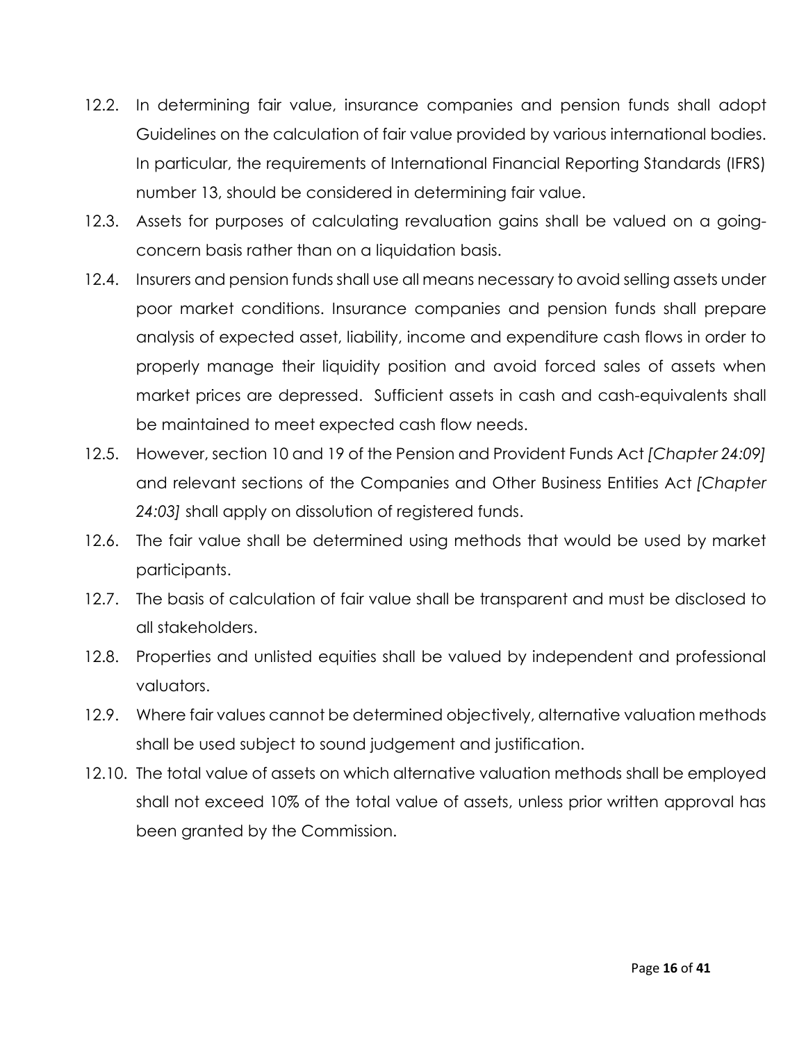12.2. In determining fair value, insurance companies and pension funds shall adopt Guidelines on the calculation of fair value provided by various international bodies. In particular, the requirements of International Financial Reporting Standards (IFRS) number 13, should be considered in determining fair value.

12.3. Assets for purposes of calculating revaluation gains shall be valued on a going-concern basis rather than on a liquidation basis.

12.4. Insurers and pension funds shall use all means necessary to avoid selling assets under poor market conditions. Insurance companies and pension funds shall prepare analysis of expected asset, liability, income and expenditure cash flows in order to properly manage their liquidity position and avoid forced sales of assets when market prices are depressed. Sufficient assets in cash and cash-equivalents shall be maintained to meet expected cash flow needs.

12.5. However, section 10 and 19 of the Pension and Provident Funds Act *[Chapter 24:09]* and relevant sections of the Companies and Other Business Entities Act *[Chapter 24:03]* shall apply on dissolution of registered funds.

12.6. The fair value shall be determined using methods that would be used by market participants.

12.7. The basis of calculation of fair value shall be transparent and must be disclosed to all stakeholders.

12.8. Properties and unlisted equities shall be valued by independent and professional valuators.

12.9. Where fair values cannot be determined objectively, alternative valuation methods shall be used subject to sound judgement and justification.

12.10. The total value of assets on which alternative valuation methods shall be employed shall not exceed 10% of the total value of assets, unless prior written approval has been granted by the Commission.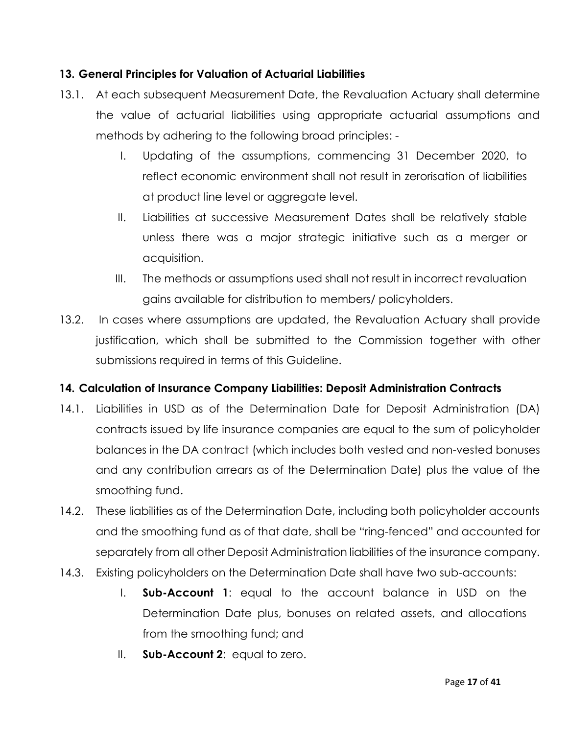## 13. General Principles for Valuation of Actuarial Liabilities

13.1. At each subsequent Measurement Date, the Revaluation Actuary shall determine the value of actuarial liabilities using appropriate actuarial assumptions and methods by adhering to the following broad principles: -

I. Updating of the assumptions, commencing 31 December 2020, to reflect economic environment shall not result in zerorisation of liabilities at product line level or aggregate level.

II. Liabilities at successive Measurement Dates shall be relatively stable unless there was a major strategic initiative such as a merger or acquisition.

III. The methods or assumptions used shall not result in incorrect revaluation gains available for distribution to members/ policyholders.

13.2. In cases where assumptions are updated, the Revaluation Actuary shall provide justification, which shall be submitted to the Commission together with other submissions required in terms of this Guideline.

## 14. Calculation of Insurance Company Liabilities: Deposit Administration Contracts

14.1. Liabilities in USD as of the Determination Date for Deposit Administration (DA) contracts issued by life insurance companies are equal to the sum of policyholder balances in the DA contract (which includes both vested and non-vested bonuses and any contribution arrears as of the Determination Date) plus the value of the smoothing fund.

14.2. These liabilities as of the Determination Date, including both policyholder accounts and the smoothing fund as of that date, shall be "ring-fenced" and accounted for separately from all other Deposit Administration liabilities of the insurance company.

14.3. Existing policyholders on the Determination Date shall have two sub-accounts:

I. **Sub-Account 1**: equal to the account balance in USD on the Determination Date plus, bonuses on related assets, and allocations from the smoothing fund; and

II. **Sub-Account 2**: equal to zero.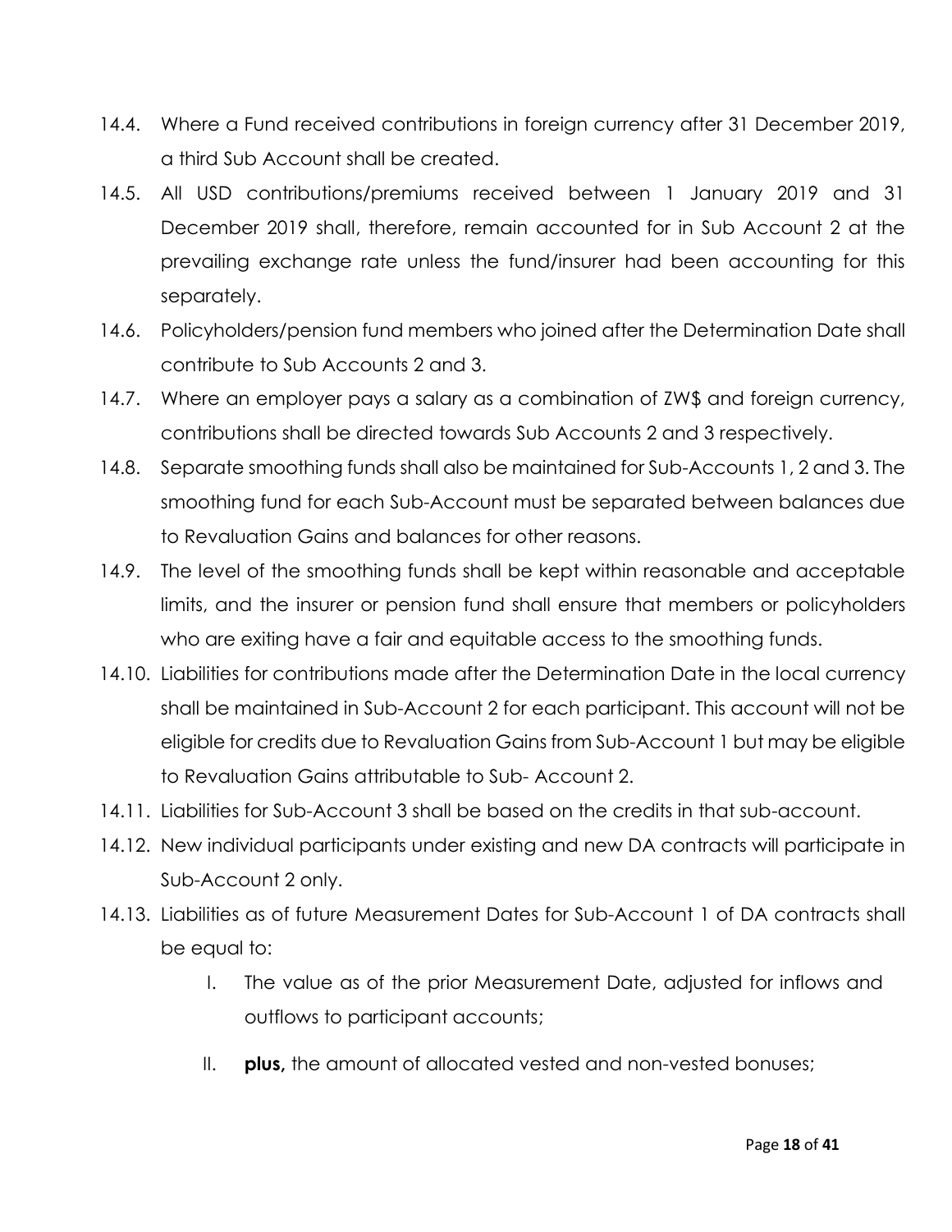14.4. Where a Fund received contributions in foreign currency after 31 December 2019, a third Sub Account shall be created.

14.5. All USD contributions/premiums received between 1 January 2019 and 31 December 2019 shall, therefore, remain accounted for in Sub Account 2 at the prevailing exchange rate unless the fund/insurer had been accounting for this separately.

14.6. Policyholders/pension fund members who joined after the Determination Date shall contribute to Sub Accounts 2 and 3.

14.7. Where an employer pays a salary as a combination of ZW$ and foreign currency, contributions shall be directed towards Sub Accounts 2 and 3 respectively.

14.8. Separate smoothing funds shall also be maintained for Sub-Accounts 1, 2 and 3. The smoothing fund for each Sub-Account must be separated between balances due to Revaluation Gains and balances for other reasons.

14.9. The level of the smoothing funds shall be kept within reasonable and acceptable limits, and the insurer or pension fund shall ensure that members or policyholders who are exiting have a fair and equitable access to the smoothing funds.

14.10. Liabilities for contributions made after the Determination Date in the local currency shall be maintained in Sub-Account 2 for each participant. This account will not be eligible for credits due to Revaluation Gains from Sub-Account 1 but may be eligible to Revaluation Gains attributable to Sub- Account 2.

14.11. Liabilities for Sub-Account 3 shall be based on the credits in that sub-account.

14.12. New individual participants under existing and new DA contracts will participate in Sub-Account 2 only.

14.13. Liabilities as of future Measurement Dates for Sub-Account 1 of DA contracts shall be equal to:

I. The value as of the prior Measurement Date, adjusted for inflows and outflows to participant accounts;

II. **plus,** the amount of allocated vested and non-vested bonuses;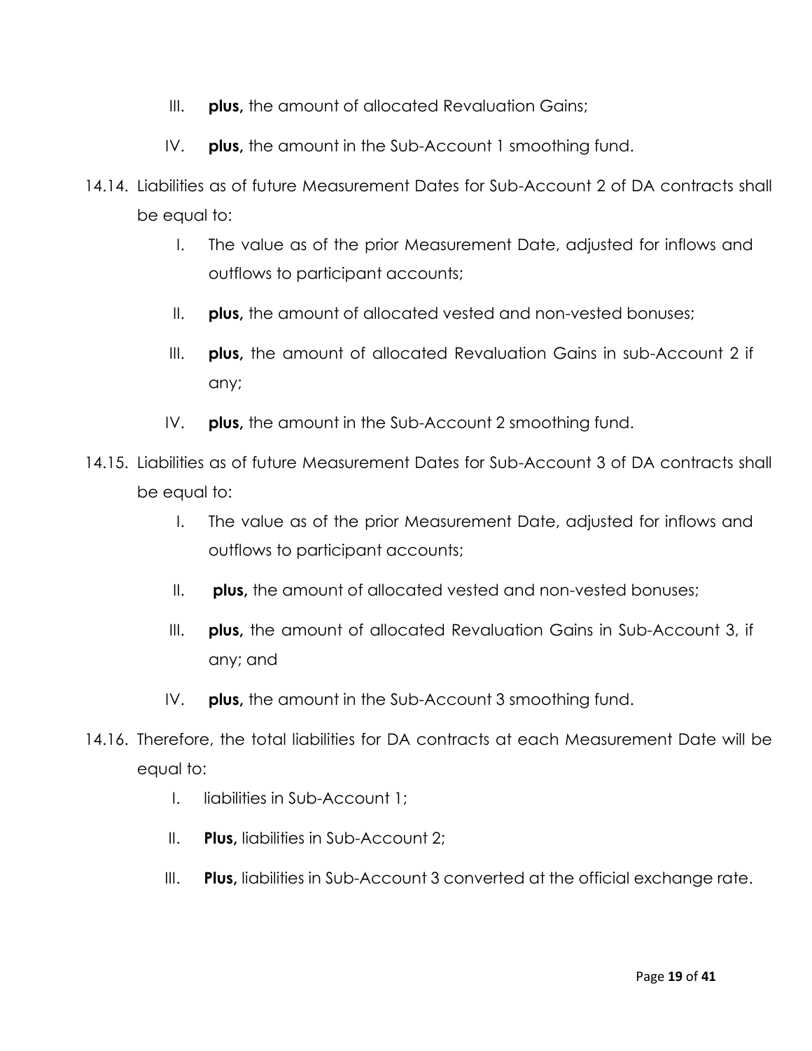III. **plus,** the amount of allocated Revaluation Gains;

IV. **plus,** the amount in the Sub-Account 1 smoothing fund.

14.14. Liabilities as of future Measurement Dates for Sub-Account 2 of DA contracts shall be equal to:

I. The value as of the prior Measurement Date, adjusted for inflows and outflows to participant accounts;

II. **plus,** the amount of allocated vested and non-vested bonuses;

III. **plus,** the amount of allocated Revaluation Gains in sub-Account 2 if any;

IV. **plus,** the amount in the Sub-Account 2 smoothing fund.

14.15. Liabilities as of future Measurement Dates for Sub-Account 3 of DA contracts shall be equal to:

I. The value as of the prior Measurement Date, adjusted for inflows and outflows to participant accounts;

II. **plus,** the amount of allocated vested and non-vested bonuses;

III. **plus,** the amount of allocated Revaluation Gains in Sub-Account 3, if any; and

IV. **plus,** the amount in the Sub-Account 3 smoothing fund.

14.16. Therefore, the total liabilities for DA contracts at each Measurement Date will be equal to:

I. liabilities in Sub-Account 1;

II. **Plus,** liabilities in Sub-Account 2;

III. **Plus,** liabilities in Sub-Account 3 converted at the official exchange rate.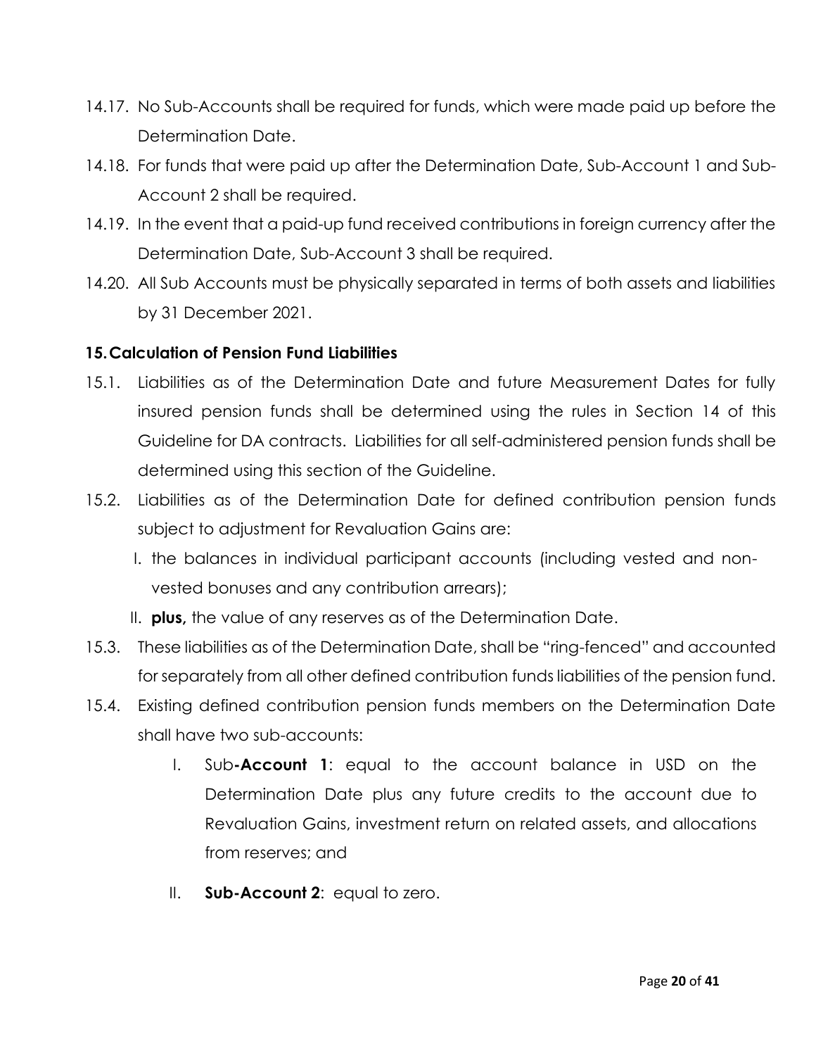14.17. No Sub-Accounts shall be required for funds, which were made paid up before the Determination Date.

14.18. For funds that were paid up after the Determination Date, Sub-Account 1 and Sub-Account 2 shall be required.

14.19. In the event that a paid-up fund received contributions in foreign currency after the Determination Date, Sub-Account 3 shall be required.

14.20. All Sub Accounts must be physically separated in terms of both assets and liabilities by 31 December 2021.

## 15. Calculation of Pension Fund Liabilities

15.1. Liabilities as of the Determination Date and future Measurement Dates for fully insured pension funds shall be determined using the rules in Section 14 of this Guideline for DA contracts. Liabilities for all self-administered pension funds shall be determined using this section of the Guideline.

15.2. Liabilities as of the Determination Date for defined contribution pension funds subject to adjustment for Revaluation Gains are:

I. the balances in individual participant accounts (including vested and non-vested bonuses and any contribution arrears);

II. **plus,** the value of any reserves as of the Determination Date.

15.3. These liabilities as of the Determination Date, shall be "ring-fenced" and accounted for separately from all other defined contribution funds liabilities of the pension fund.

15.4. Existing defined contribution pension funds members on the Determination Date shall have two sub-accounts:

I. Sub**-Account 1**: equal to the account balance in USD on the Determination Date plus any future credits to the account due to Revaluation Gains, investment return on related assets, and allocations from reserves; and

II. **Sub-Account 2**: equal to zero.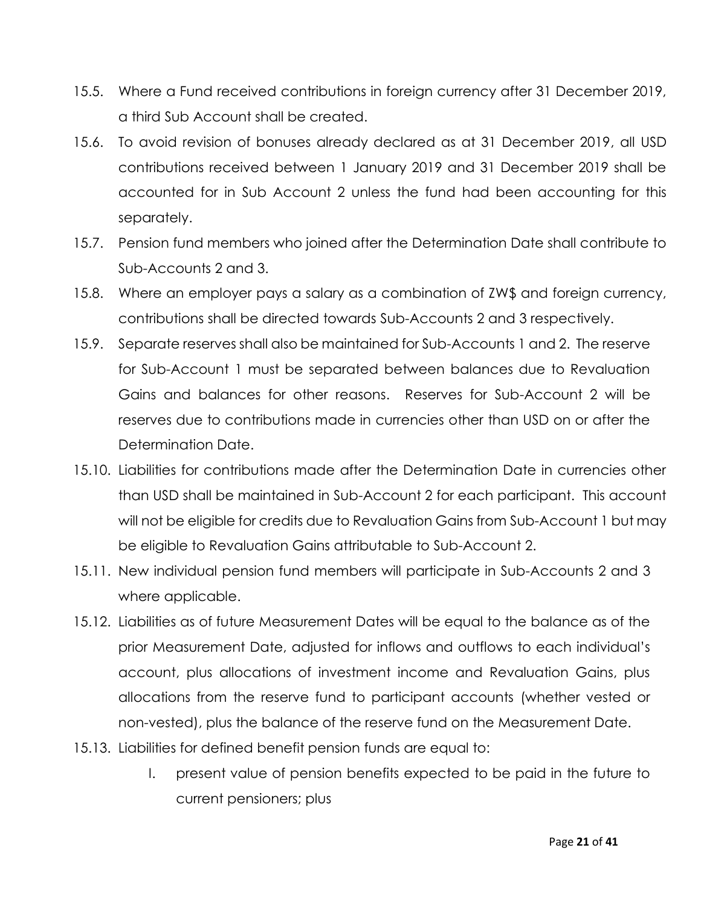15.5. Where a Fund received contributions in foreign currency after 31 December 2019, a third Sub Account shall be created.

15.6. To avoid revision of bonuses already declared as at 31 December 2019, all USD contributions received between 1 January 2019 and 31 December 2019 shall be accounted for in Sub Account 2 unless the fund had been accounting for this separately.

15.7. Pension fund members who joined after the Determination Date shall contribute to Sub-Accounts 2 and 3.

15.8. Where an employer pays a salary as a combination of ZW$ and foreign currency, contributions shall be directed towards Sub-Accounts 2 and 3 respectively.

15.9. Separate reserves shall also be maintained for Sub-Accounts 1 and 2. The reserve for Sub-Account 1 must be separated between balances due to Revaluation Gains and balances for other reasons. Reserves for Sub-Account 2 will be reserves due to contributions made in currencies other than USD on or after the Determination Date.

15.10. Liabilities for contributions made after the Determination Date in currencies other than USD shall be maintained in Sub-Account 2 for each participant. This account will not be eligible for credits due to Revaluation Gains from Sub-Account 1 but may be eligible to Revaluation Gains attributable to Sub-Account 2.

15.11. New individual pension fund members will participate in Sub-Accounts 2 and 3 where applicable.

15.12. Liabilities as of future Measurement Dates will be equal to the balance as of the prior Measurement Date, adjusted for inflows and outflows to each individual's account, plus allocations of investment income and Revaluation Gains, plus allocations from the reserve fund to participant accounts (whether vested or non-vested), plus the balance of the reserve fund on the Measurement Date.

15.13. Liabilities for defined benefit pension funds are equal to:

I. present value of pension benefits expected to be paid in the future to current pensioners; plus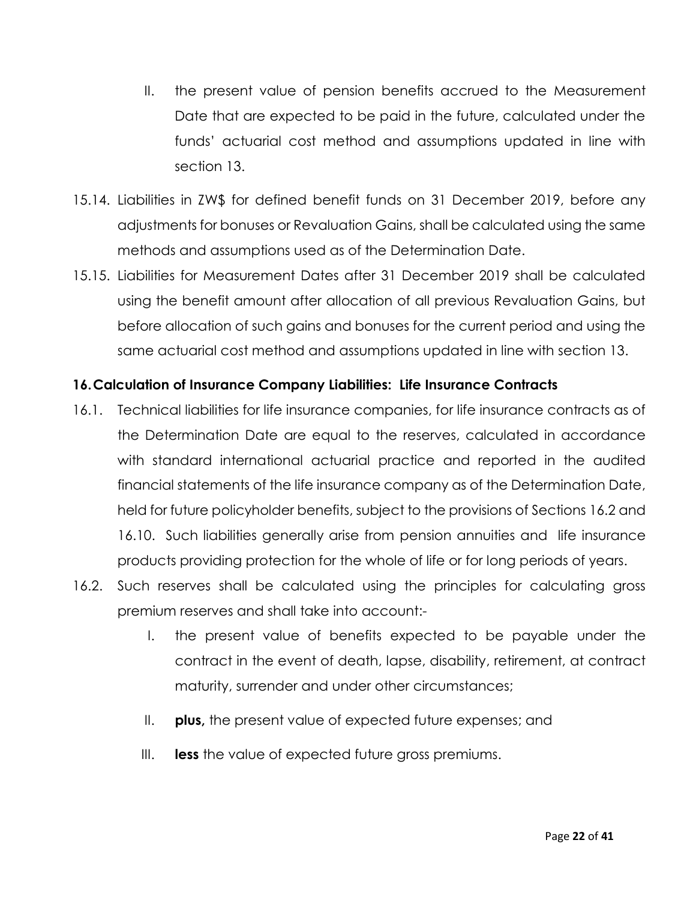II. the present value of pension benefits accrued to the Measurement Date that are expected to be paid in the future, calculated under the funds' actuarial cost method and assumptions updated in line with section 13.

15.14. Liabilities in ZW$ for defined benefit funds on 31 December 2019, before any adjustments for bonuses or Revaluation Gains, shall be calculated using the same methods and assumptions used as of the Determination Date.

15.15. Liabilities for Measurement Dates after 31 December 2019 shall be calculated using the benefit amount after allocation of all previous Revaluation Gains, but before allocation of such gains and bonuses for the current period and using the same actuarial cost method and assumptions updated in line with section 13.

## 16. Calculation of Insurance Company Liabilities: Life Insurance Contracts

16.1. Technical liabilities for life insurance companies, for life insurance contracts as of the Determination Date are equal to the reserves, calculated in accordance with standard international actuarial practice and reported in the audited financial statements of the life insurance company as of the Determination Date, held for future policyholder benefits, subject to the provisions of Sections 16.2 and 16.10. Such liabilities generally arise from pension annuities and life insurance products providing protection for the whole of life or for long periods of years.

16.2. Such reserves shall be calculated using the principles for calculating gross premium reserves and shall take into account:-

I. the present value of benefits expected to be payable under the contract in the event of death, lapse, disability, retirement, at contract maturity, surrender and under other circumstances;

II. **plus,** the present value of expected future expenses; and

III. **less** the value of expected future gross premiums.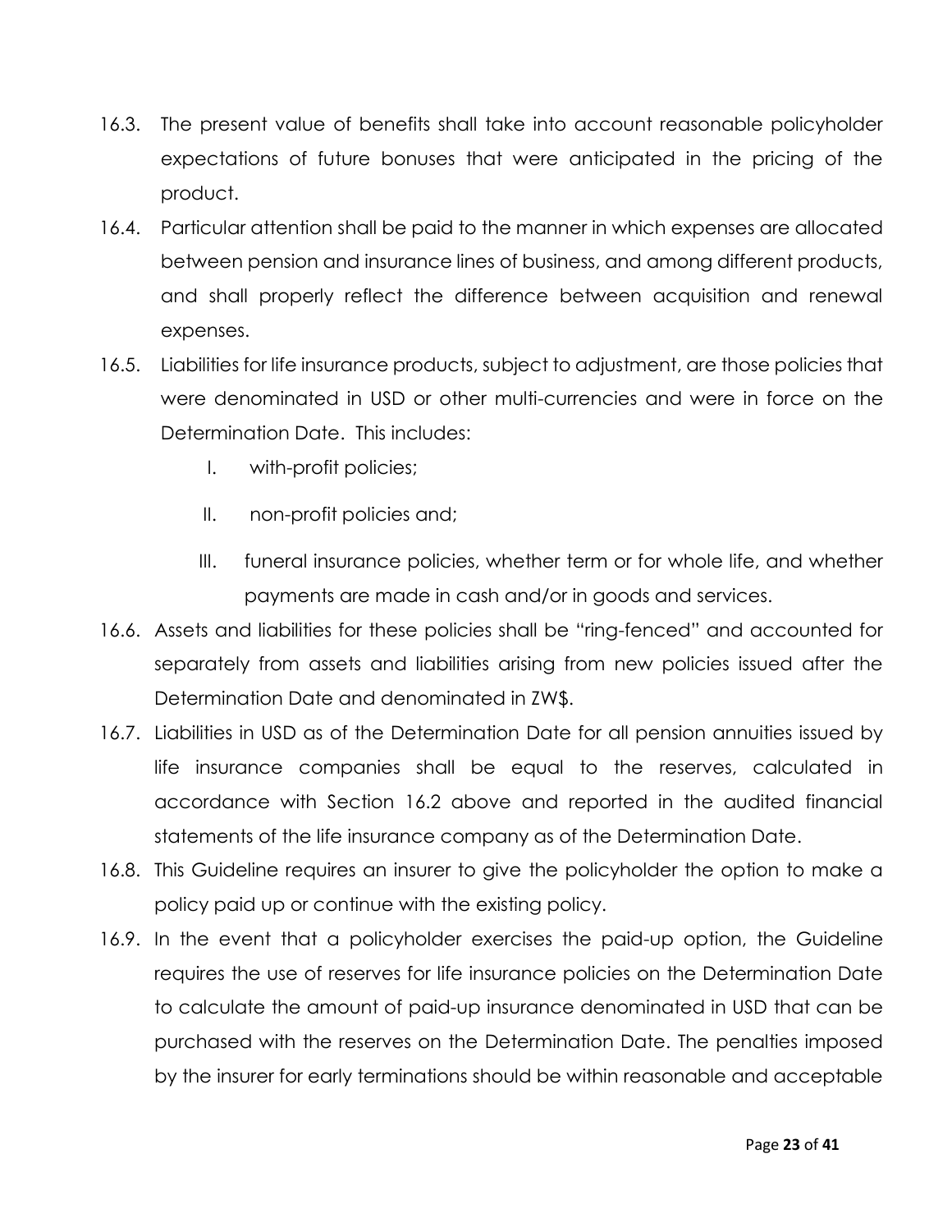16.3. The present value of benefits shall take into account reasonable policyholder expectations of future bonuses that were anticipated in the pricing of the product.

16.4. Particular attention shall be paid to the manner in which expenses are allocated between pension and insurance lines of business, and among different products, and shall properly reflect the difference between acquisition and renewal expenses.

16.5. Liabilities for life insurance products, subject to adjustment, are those policies that were denominated in USD or other multi-currencies and were in force on the Determination Date. This includes:

   I. with-profit policies;

   II. non-profit policies and;

   III. funeral insurance policies, whether term or for whole life, and whether payments are made in cash and/or in goods and services.

16.6. Assets and liabilities for these policies shall be "ring-fenced" and accounted for separately from assets and liabilities arising from new policies issued after the Determination Date and denominated in ZW$.

16.7. Liabilities in USD as of the Determination Date for all pension annuities issued by life insurance companies shall be equal to the reserves, calculated in accordance with Section 16.2 above and reported in the audited financial statements of the life insurance company as of the Determination Date.

16.8. This Guideline requires an insurer to give the policyholder the option to make a policy paid up or continue with the existing policy.

16.9. In the event that a policyholder exercises the paid-up option, the Guideline requires the use of reserves for life insurance policies on the Determination Date to calculate the amount of paid-up insurance denominated in USD that can be purchased with the reserves on the Determination Date. The penalties imposed by the insurer for early terminations should be within reasonable and acceptable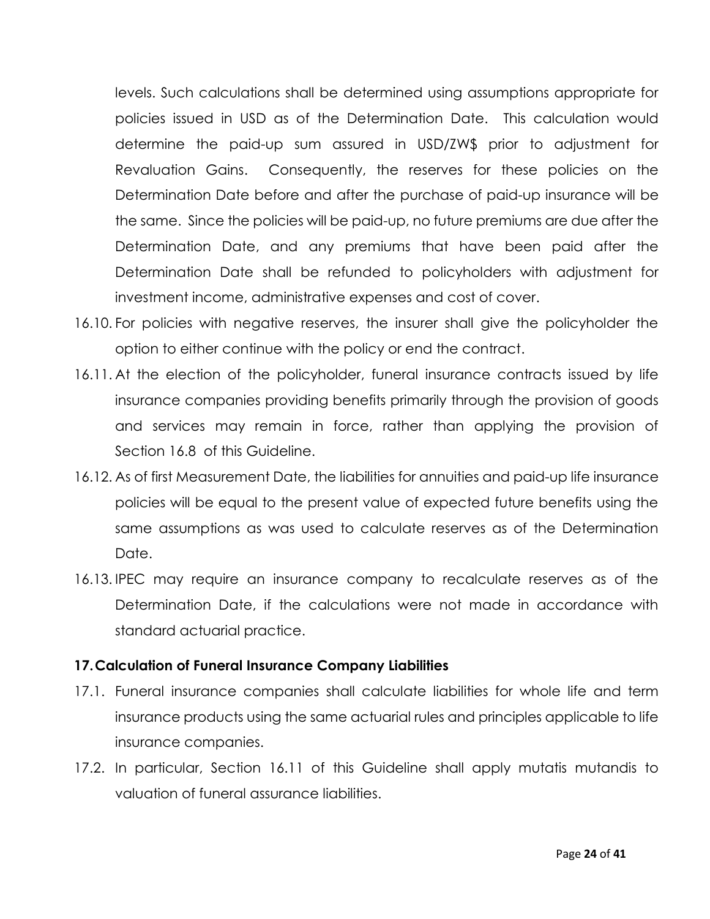levels. Such calculations shall be determined using assumptions appropriate for policies issued in USD as of the Determination Date. This calculation would determine the paid-up sum assured in USD/ZW$ prior to adjustment for Revaluation Gains. Consequently, the reserves for these policies on the Determination Date before and after the purchase of paid-up insurance will be the same. Since the policies will be paid-up, no future premiums are due after the Determination Date, and any premiums that have been paid after the Determination Date shall be refunded to policyholders with adjustment for investment income, administrative expenses and cost of cover.

16.10. For policies with negative reserves, the insurer shall give the policyholder the option to either continue with the policy or end the contract.

16.11. At the election of the policyholder, funeral insurance contracts issued by life insurance companies providing benefits primarily through the provision of goods and services may remain in force, rather than applying the provision of Section 16.8 of this Guideline.

16.12. As of first Measurement Date, the liabilities for annuities and paid-up life insurance policies will be equal to the present value of expected future benefits using the same assumptions as was used to calculate reserves as of the Determination Date.

16.13. IPEC may require an insurance company to recalculate reserves as of the Determination Date, if the calculations were not made in accordance with standard actuarial practice.

## 17. Calculation of Funeral Insurance Company Liabilities

17.1. Funeral insurance companies shall calculate liabilities for whole life and term insurance products using the same actuarial rules and principles applicable to life insurance companies.

17.2. In particular, Section 16.11 of this Guideline shall apply mutatis mutandis to valuation of funeral assurance liabilities.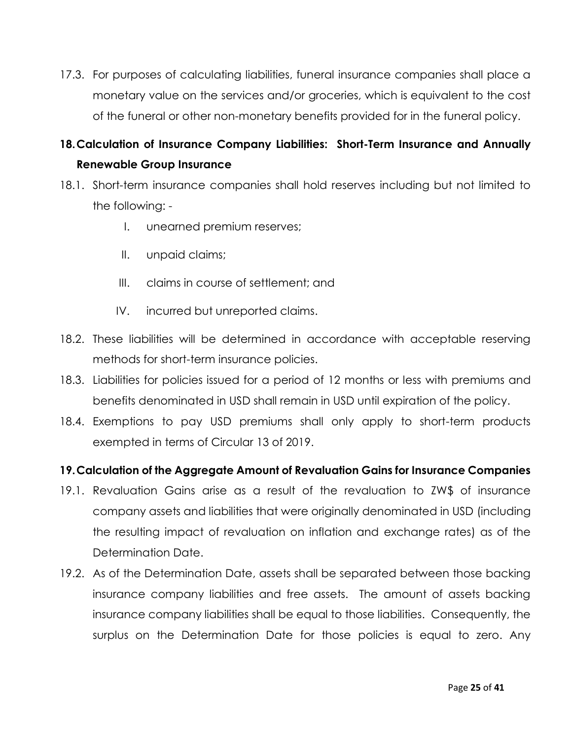17.3. For purposes of calculating liabilities, funeral insurance companies shall place a monetary value on the services and/or groceries, which is equivalent to the cost of the funeral or other non-monetary benefits provided for in the funeral policy.

## 18. Calculation of Insurance Company Liabilities: Short-Term Insurance and Annually Renewable Group Insurance

18.1. Short-term insurance companies shall hold reserves including but not limited to the following: -

I. unearned premium reserves;

II. unpaid claims;

III. claims in course of settlement; and

IV. incurred but unreported claims.

18.2. These liabilities will be determined in accordance with acceptable reserving methods for short-term insurance policies.

18.3. Liabilities for policies issued for a period of 12 months or less with premiums and benefits denominated in USD shall remain in USD until expiration of the policy.

18.4. Exemptions to pay USD premiums shall only apply to short-term products exempted in terms of Circular 13 of 2019.

## 19. Calculation of the Aggregate Amount of Revaluation Gains for Insurance Companies

19.1. Revaluation Gains arise as a result of the revaluation to ZW$ of insurance company assets and liabilities that were originally denominated in USD (including the resulting impact of revaluation on inflation and exchange rates) as of the Determination Date.

19.2. As of the Determination Date, assets shall be separated between those backing insurance company liabilities and free assets. The amount of assets backing insurance company liabilities shall be equal to those liabilities. Consequently, the surplus on the Determination Date for those policies is equal to zero. Any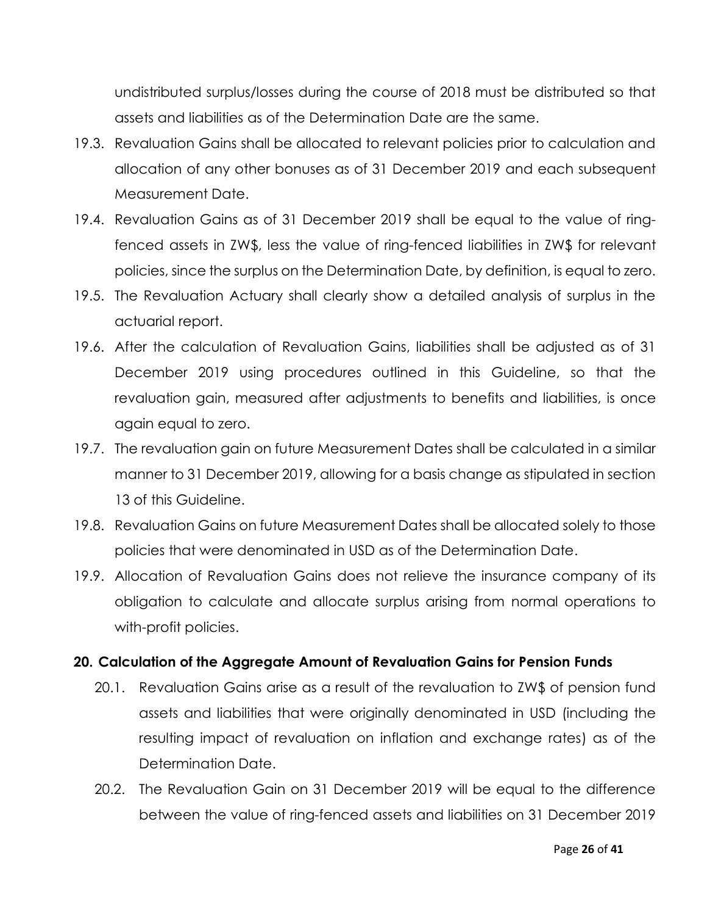undistributed surplus/losses during the course of 2018 must be distributed so that assets and liabilities as of the Determination Date are the same.

19.3. Revaluation Gains shall be allocated to relevant policies prior to calculation and allocation of any other bonuses as of 31 December 2019 and each subsequent Measurement Date.

19.4. Revaluation Gains as of 31 December 2019 shall be equal to the value of ring-fenced assets in ZW$, less the value of ring-fenced liabilities in ZW$ for relevant policies, since the surplus on the Determination Date, by definition, is equal to zero.

19.5. The Revaluation Actuary shall clearly show a detailed analysis of surplus in the actuarial report.

19.6. After the calculation of Revaluation Gains, liabilities shall be adjusted as of 31 December 2019 using procedures outlined in this Guideline, so that the revaluation gain, measured after adjustments to benefits and liabilities, is once again equal to zero.

19.7. The revaluation gain on future Measurement Dates shall be calculated in a similar manner to 31 December 2019, allowing for a basis change as stipulated in section 13 of this Guideline.

19.8. Revaluation Gains on future Measurement Dates shall be allocated solely to those policies that were denominated in USD as of the Determination Date.

19.9. Allocation of Revaluation Gains does not relieve the insurance company of its obligation to calculate and allocate surplus arising from normal operations to with-profit policies.

## 20. Calculation of the Aggregate Amount of Revaluation Gains for Pension Funds

20.1. Revaluation Gains arise as a result of the revaluation to ZW$ of pension fund assets and liabilities that were originally denominated in USD (including the resulting impact of revaluation on inflation and exchange rates) as of the Determination Date.

20.2. The Revaluation Gain on 31 December 2019 will be equal to the difference between the value of ring-fenced assets and liabilities on 31 December 2019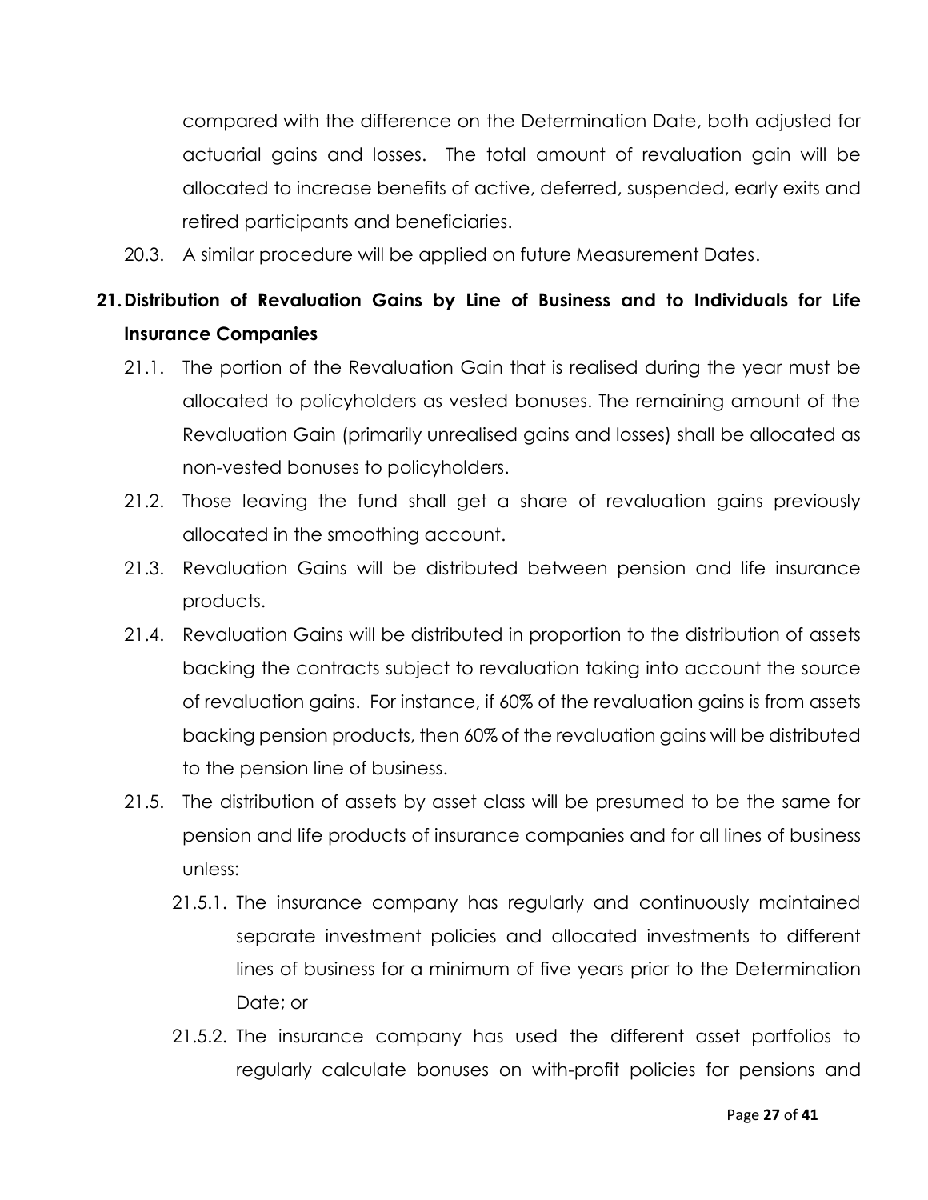compared with the difference on the Determination Date, both adjusted for actuarial gains and losses. The total amount of revaluation gain will be allocated to increase benefits of active, deferred, suspended, early exits and retired participants and beneficiaries.

20.3. A similar procedure will be applied on future Measurement Dates.

## 21. Distribution of Revaluation Gains by Line of Business and to Individuals for Life Insurance Companies

21.1. The portion of the Revaluation Gain that is realised during the year must be allocated to policyholders as vested bonuses. The remaining amount of the Revaluation Gain (primarily unrealised gains and losses) shall be allocated as non-vested bonuses to policyholders.

21.2. Those leaving the fund shall get a share of revaluation gains previously allocated in the smoothing account.

21.3. Revaluation Gains will be distributed between pension and life insurance products.

21.4. Revaluation Gains will be distributed in proportion to the distribution of assets backing the contracts subject to revaluation taking into account the source of revaluation gains. For instance, if 60% of the revaluation gains is from assets backing pension products, then 60% of the revaluation gains will be distributed to the pension line of business.

21.5. The distribution of assets by asset class will be presumed to be the same for pension and life products of insurance companies and for all lines of business unless:

21.5.1. The insurance company has regularly and continuously maintained separate investment policies and allocated investments to different lines of business for a minimum of five years prior to the Determination Date; or

21.5.2. The insurance company has used the different asset portfolios to regularly calculate bonuses on with-profit policies for pensions and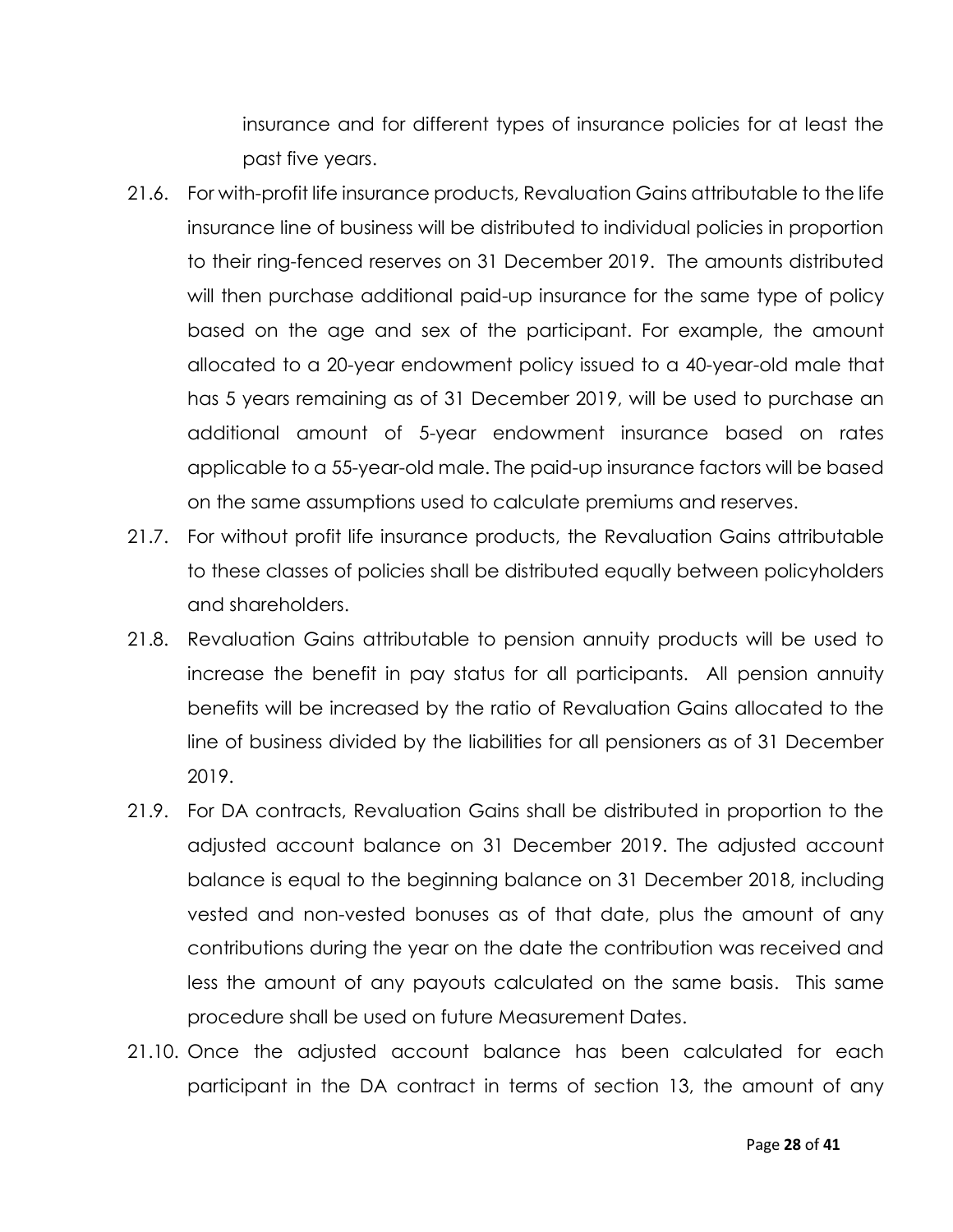insurance and for different types of insurance policies for at least the past five years.

21.6. For with-profit life insurance products, Revaluation Gains attributable to the life insurance line of business will be distributed to individual policies in proportion to their ring-fenced reserves on 31 December 2019. The amounts distributed will then purchase additional paid-up insurance for the same type of policy based on the age and sex of the participant. For example, the amount allocated to a 20-year endowment policy issued to a 40-year-old male that has 5 years remaining as of 31 December 2019, will be used to purchase an additional amount of 5-year endowment insurance based on rates applicable to a 55-year-old male. The paid-up insurance factors will be based on the same assumptions used to calculate premiums and reserves.

21.7. For without profit life insurance products, the Revaluation Gains attributable to these classes of policies shall be distributed equally between policyholders and shareholders.

21.8. Revaluation Gains attributable to pension annuity products will be used to increase the benefit in pay status for all participants. All pension annuity benefits will be increased by the ratio of Revaluation Gains allocated to the line of business divided by the liabilities for all pensioners as of 31 December 2019.

21.9. For DA contracts, Revaluation Gains shall be distributed in proportion to the adjusted account balance on 31 December 2019. The adjusted account balance is equal to the beginning balance on 31 December 2018, including vested and non-vested bonuses as of that date, plus the amount of any contributions during the year on the date the contribution was received and less the amount of any payouts calculated on the same basis. This same procedure shall be used on future Measurement Dates.

21.10. Once the adjusted account balance has been calculated for each participant in the DA contract in terms of section 13, the amount of any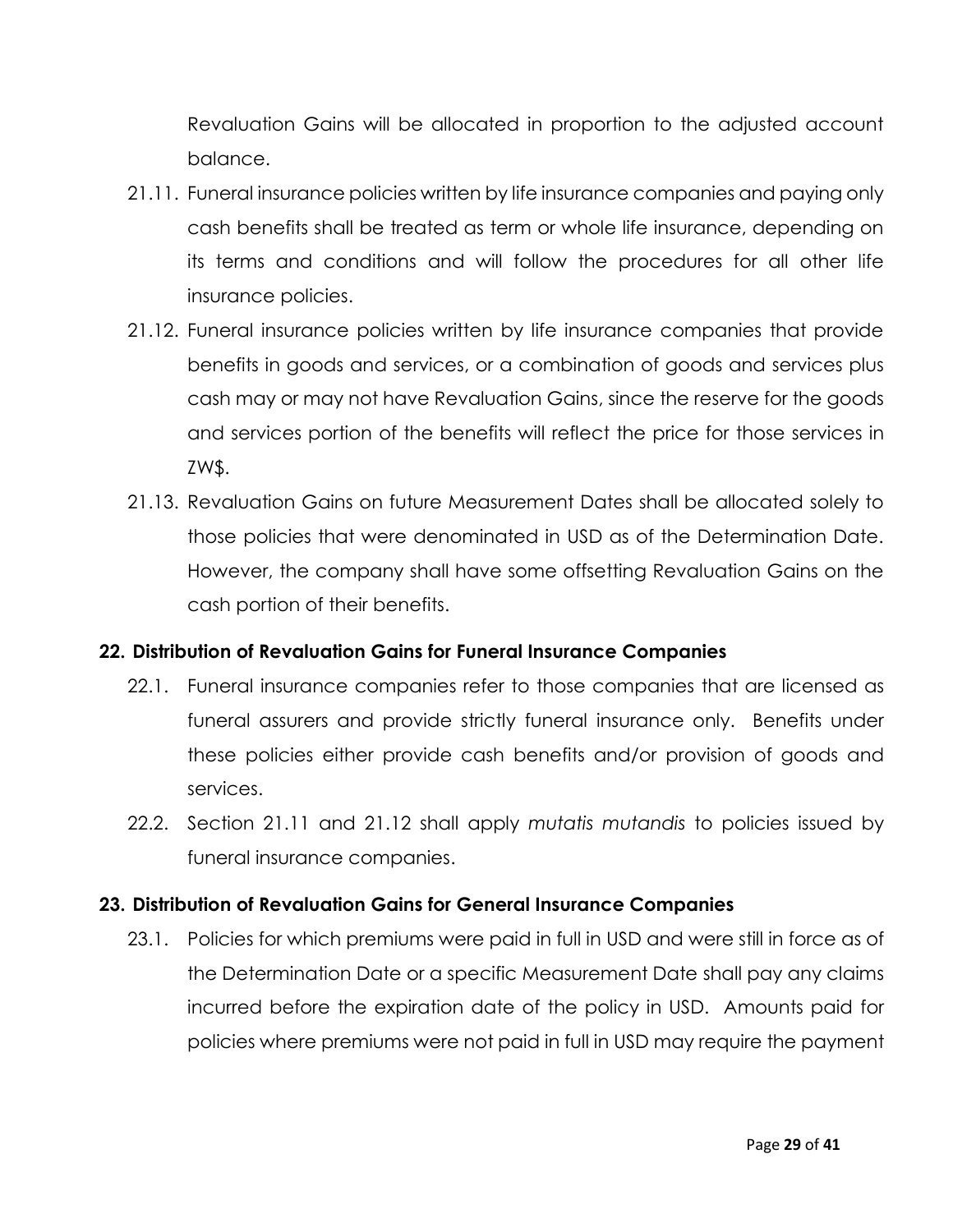Revaluation Gains will be allocated in proportion to the adjusted account balance.

21.11. Funeral insurance policies written by life insurance companies and paying only cash benefits shall be treated as term or whole life insurance, depending on its terms and conditions and will follow the procedures for all other life insurance policies.

21.12. Funeral insurance policies written by life insurance companies that provide benefits in goods and services, or a combination of goods and services plus cash may or may not have Revaluation Gains, since the reserve for the goods and services portion of the benefits will reflect the price for those services in ZW$.

21.13. Revaluation Gains on future Measurement Dates shall be allocated solely to those policies that were denominated in USD as of the Determination Date. However, the company shall have some offsetting Revaluation Gains on the cash portion of their benefits.

## 22. Distribution of Revaluation Gains for Funeral Insurance Companies

22.1. Funeral insurance companies refer to those companies that are licensed as funeral assurers and provide strictly funeral insurance only. Benefits under these policies either provide cash benefits and/or provision of goods and services.

22.2. Section 21.11 and 21.12 shall apply *mutatis mutandis* to policies issued by funeral insurance companies.

## 23. Distribution of Revaluation Gains for General Insurance Companies

23.1. Policies for which premiums were paid in full in USD and were still in force as of the Determination Date or a specific Measurement Date shall pay any claims incurred before the expiration date of the policy in USD. Amounts paid for policies where premiums were not paid in full in USD may require the payment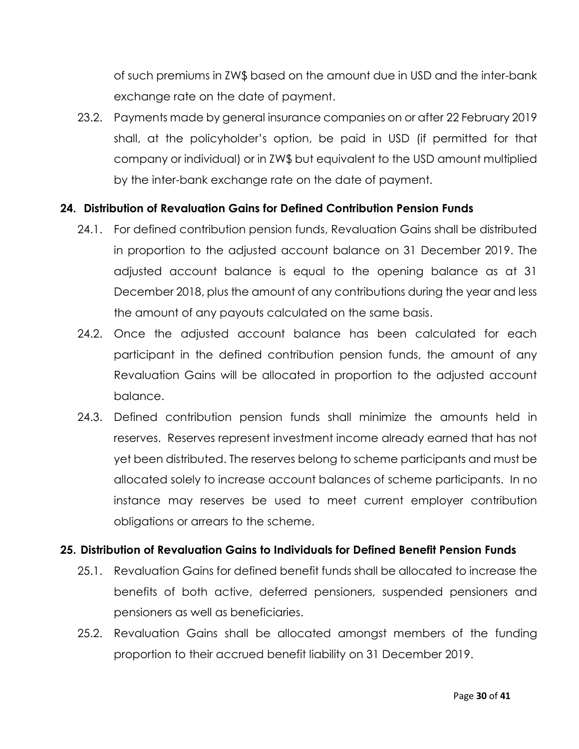of such premiums in ZW$ based on the amount due in USD and the inter-bank exchange rate on the date of payment.

23.2. Payments made by general insurance companies on or after 22 February 2019 shall, at the policyholder's option, be paid in USD (if permitted for that company or individual) or in ZW$ but equivalent to the USD amount multiplied by the inter-bank exchange rate on the date of payment.

## 24. Distribution of Revaluation Gains for Defined Contribution Pension Funds

24.1. For defined contribution pension funds, Revaluation Gains shall be distributed in proportion to the adjusted account balance on 31 December 2019. The adjusted account balance is equal to the opening balance as at 31 December 2018, plus the amount of any contributions during the year and less the amount of any payouts calculated on the same basis.

24.2. Once the adjusted account balance has been calculated for each participant in the defined contribution pension funds, the amount of any Revaluation Gains will be allocated in proportion to the adjusted account balance.

24.3. Defined contribution pension funds shall minimize the amounts held in reserves. Reserves represent investment income already earned that has not yet been distributed. The reserves belong to scheme participants and must be allocated solely to increase account balances of scheme participants. In no instance may reserves be used to meet current employer contribution obligations or arrears to the scheme.

## 25. Distribution of Revaluation Gains to Individuals for Defined Benefit Pension Funds

25.1. Revaluation Gains for defined benefit funds shall be allocated to increase the benefits of both active, deferred pensioners, suspended pensioners and pensioners as well as beneficiaries.

25.2. Revaluation Gains shall be allocated amongst members of the funding proportion to their accrued benefit liability on 31 December 2019.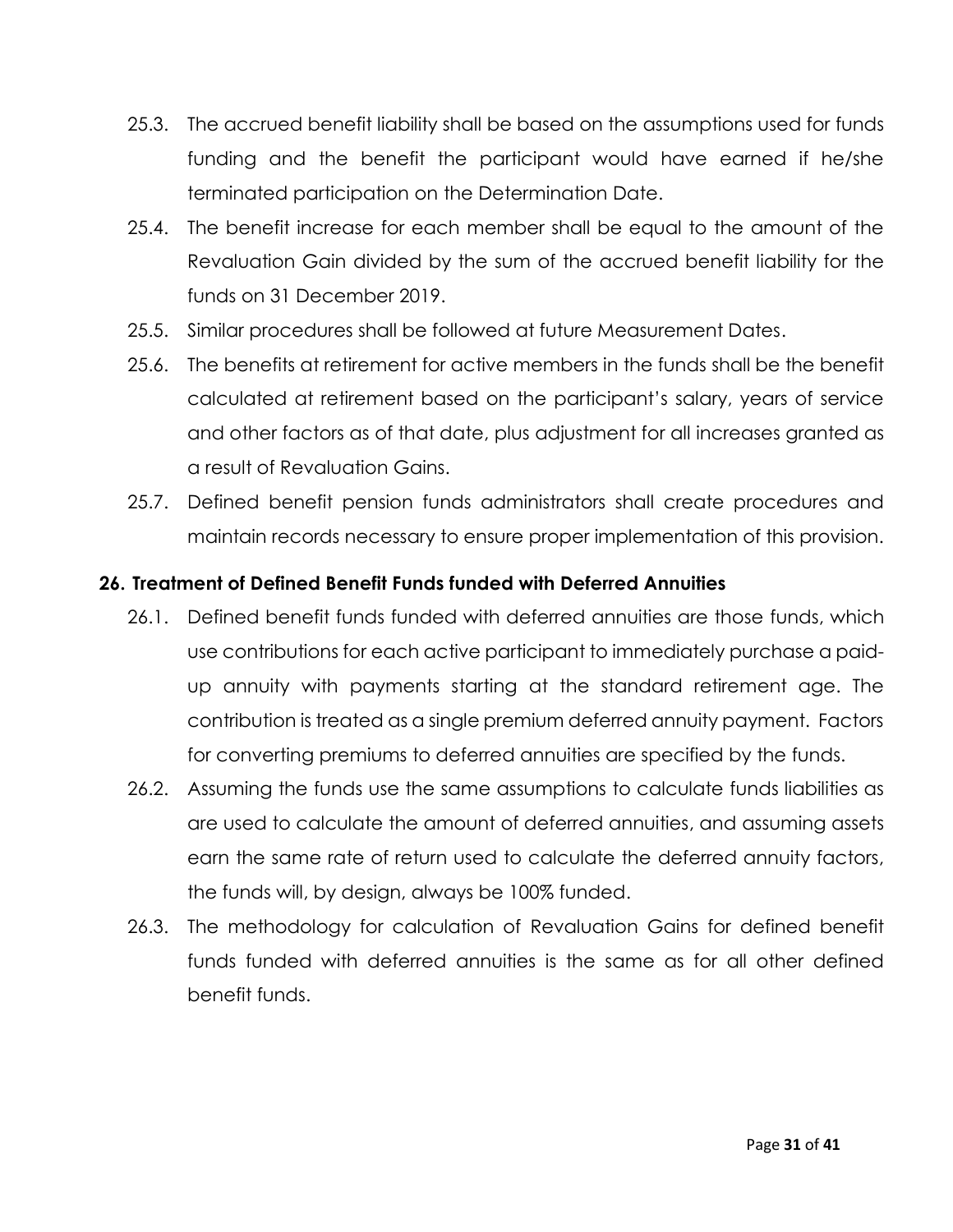25.3. The accrued benefit liability shall be based on the assumptions used for funds funding and the benefit the participant would have earned if he/she terminated participation on the Determination Date.

25.4. The benefit increase for each member shall be equal to the amount of the Revaluation Gain divided by the sum of the accrued benefit liability for the funds on 31 December 2019.

25.5. Similar procedures shall be followed at future Measurement Dates.

25.6. The benefits at retirement for active members in the funds shall be the benefit calculated at retirement based on the participant's salary, years of service and other factors as of that date, plus adjustment for all increases granted as a result of Revaluation Gains.

25.7. Defined benefit pension funds administrators shall create procedures and maintain records necessary to ensure proper implementation of this provision.

## 26. Treatment of Defined Benefit Funds funded with Deferred Annuities

26.1. Defined benefit funds funded with deferred annuities are those funds, which use contributions for each active participant to immediately purchase a paid-up annuity with payments starting at the standard retirement age. The contribution is treated as a single premium deferred annuity payment. Factors for converting premiums to deferred annuities are specified by the funds.

26.2. Assuming the funds use the same assumptions to calculate funds liabilities as are used to calculate the amount of deferred annuities, and assuming assets earn the same rate of return used to calculate the deferred annuity factors, the funds will, by design, always be 100% funded.

26.3. The methodology for calculation of Revaluation Gains for defined benefit funds funded with deferred annuities is the same as for all other defined benefit funds.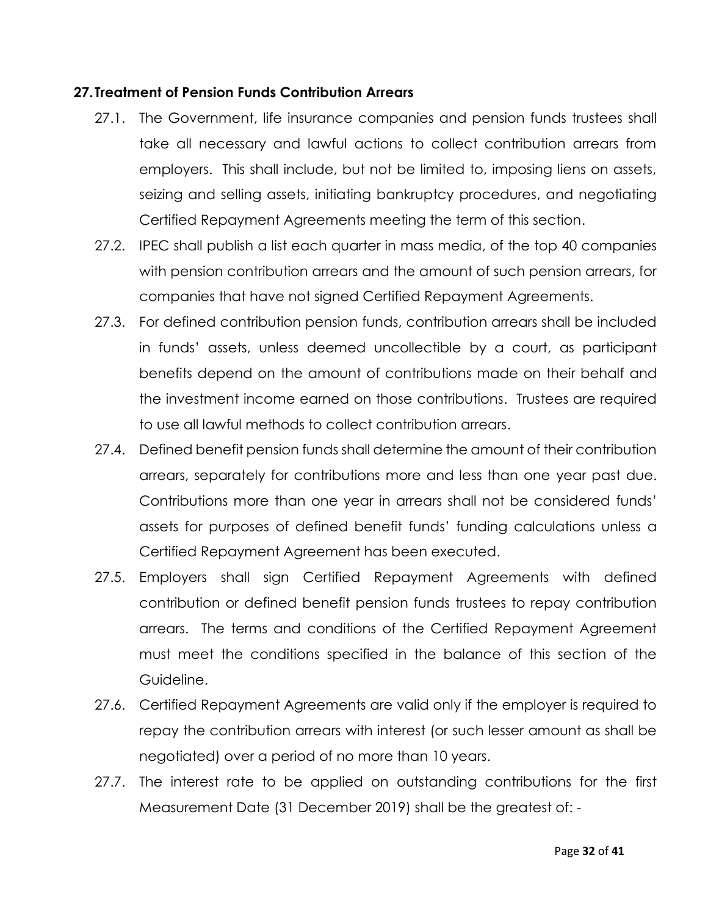## 27. Treatment of Pension Funds Contribution Arrears

27.1. The Government, life insurance companies and pension funds trustees shall take all necessary and lawful actions to collect contribution arrears from employers. This shall include, but not be limited to, imposing liens on assets, seizing and selling assets, initiating bankruptcy procedures, and negotiating Certified Repayment Agreements meeting the term of this section.

27.2. IPEC shall publish a list each quarter in mass media, of the top 40 companies with pension contribution arrears and the amount of such pension arrears, for companies that have not signed Certified Repayment Agreements.

27.3. For defined contribution pension funds, contribution arrears shall be included in funds' assets, unless deemed uncollectible by a court, as participant benefits depend on the amount of contributions made on their behalf and the investment income earned on those contributions. Trustees are required to use all lawful methods to collect contribution arrears.

27.4. Defined benefit pension funds shall determine the amount of their contribution arrears, separately for contributions more and less than one year past due. Contributions more than one year in arrears shall not be considered funds' assets for purposes of defined benefit funds' funding calculations unless a Certified Repayment Agreement has been executed.

27.5. Employers shall sign Certified Repayment Agreements with defined contribution or defined benefit pension funds trustees to repay contribution arrears. The terms and conditions of the Certified Repayment Agreement must meet the conditions specified in the balance of this section of the Guideline.

27.6. Certified Repayment Agreements are valid only if the employer is required to repay the contribution arrears with interest (or such lesser amount as shall be negotiated) over a period of no more than 10 years.

27.7. The interest rate to be applied on outstanding contributions for the first Measurement Date (31 December 2019) shall be the greatest of: -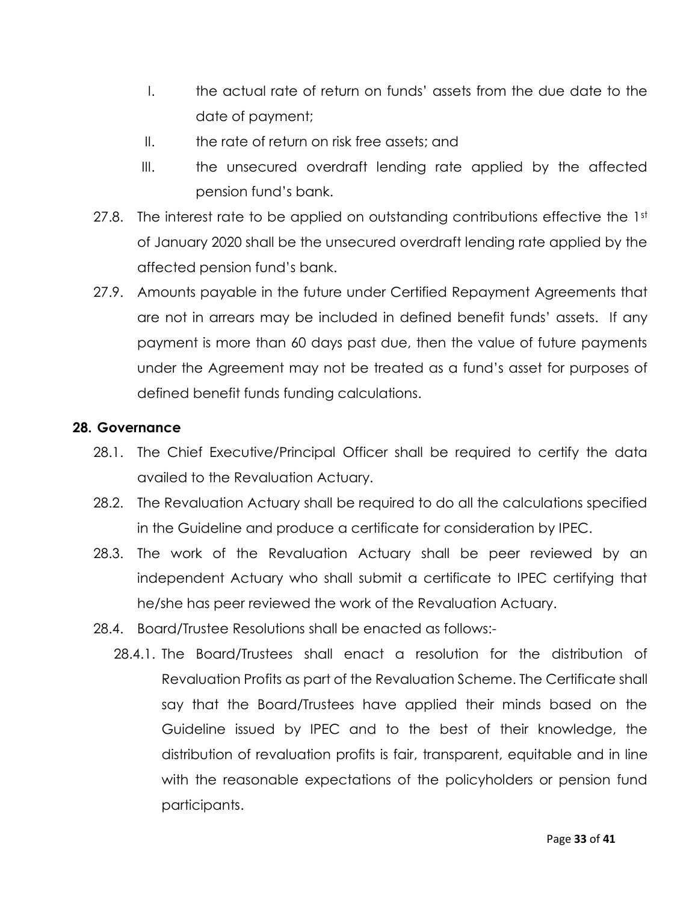I. the actual rate of return on funds' assets from the due date to the date of payment;

II. the rate of return on risk free assets; and

III. the unsecured overdraft lending rate applied by the affected pension fund's bank.

27.8. The interest rate to be applied on outstanding contributions effective the 1st of January 2020 shall be the unsecured overdraft lending rate applied by the affected pension fund's bank.

27.9. Amounts payable in the future under Certified Repayment Agreements that are not in arrears may be included in defined benefit funds' assets. If any payment is more than 60 days past due, then the value of future payments under the Agreement may not be treated as a fund's asset for purposes of defined benefit funds funding calculations.

## 28. Governance

28.1. The Chief Executive/Principal Officer shall be required to certify the data availed to the Revaluation Actuary.

28.2. The Revaluation Actuary shall be required to do all the calculations specified in the Guideline and produce a certificate for consideration by IPEC.

28.3. The work of the Revaluation Actuary shall be peer reviewed by an independent Actuary who shall submit a certificate to IPEC certifying that he/she has peer reviewed the work of the Revaluation Actuary.

28.4. Board/Trustee Resolutions shall be enacted as follows:-

28.4.1. The Board/Trustees shall enact a resolution for the distribution of Revaluation Profits as part of the Revaluation Scheme. The Certificate shall say that the Board/Trustees have applied their minds based on the Guideline issued by IPEC and to the best of their knowledge, the distribution of revaluation profits is fair, transparent, equitable and in line with the reasonable expectations of the policyholders or pension fund participants.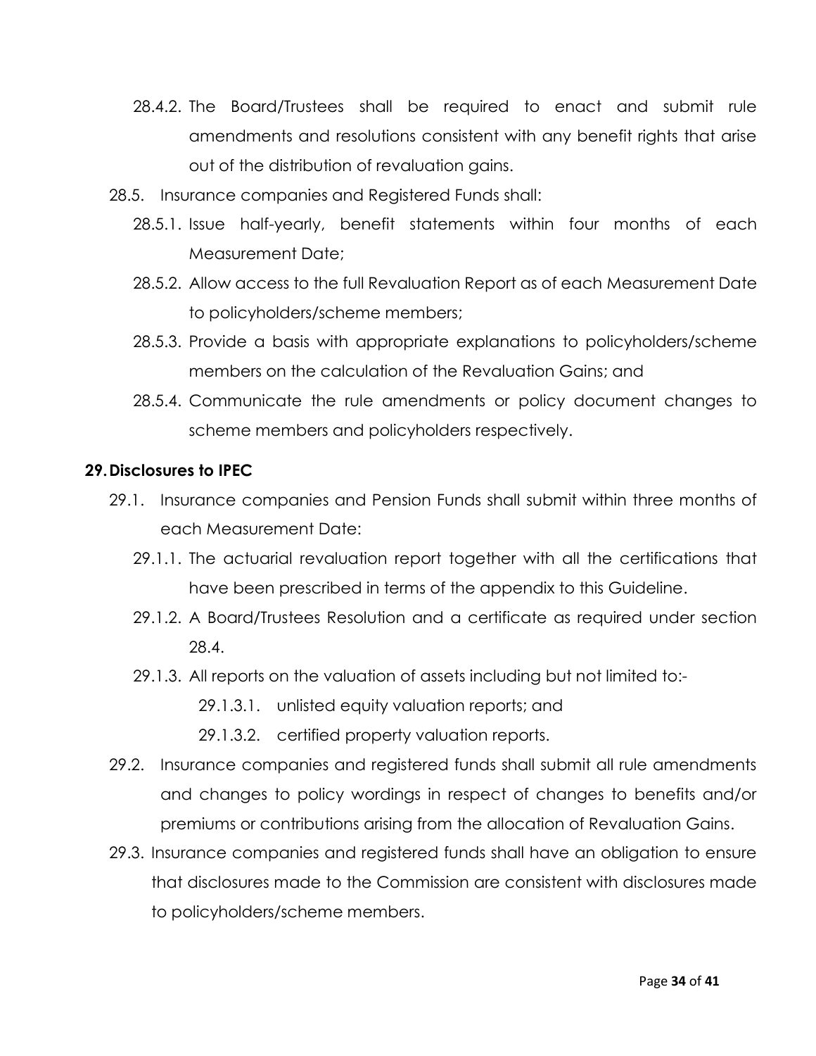28.4.2. The Board/Trustees shall be required to enact and submit rule amendments and resolutions consistent with any benefit rights that arise out of the distribution of revaluation gains.

28.5. Insurance companies and Registered Funds shall:

28.5.1. Issue half-yearly, benefit statements within four months of each Measurement Date;

28.5.2. Allow access to the full Revaluation Report as of each Measurement Date to policyholders/scheme members;

28.5.3. Provide a basis with appropriate explanations to policyholders/scheme members on the calculation of the Revaluation Gains; and

28.5.4. Communicate the rule amendments or policy document changes to scheme members and policyholders respectively.

## 29. Disclosures to IPEC

29.1. Insurance companies and Pension Funds shall submit within three months of each Measurement Date:

29.1.1. The actuarial revaluation report together with all the certifications that have been prescribed in terms of the appendix to this Guideline.

29.1.2. A Board/Trustees Resolution and a certificate as required under section 28.4.

29.1.3. All reports on the valuation of assets including but not limited to:-

29.1.3.1. unlisted equity valuation reports; and

29.1.3.2. certified property valuation reports.

29.2. Insurance companies and registered funds shall submit all rule amendments and changes to policy wordings in respect of changes to benefits and/or premiums or contributions arising from the allocation of Revaluation Gains.

29.3. Insurance companies and registered funds shall have an obligation to ensure that disclosures made to the Commission are consistent with disclosures made to policyholders/scheme members.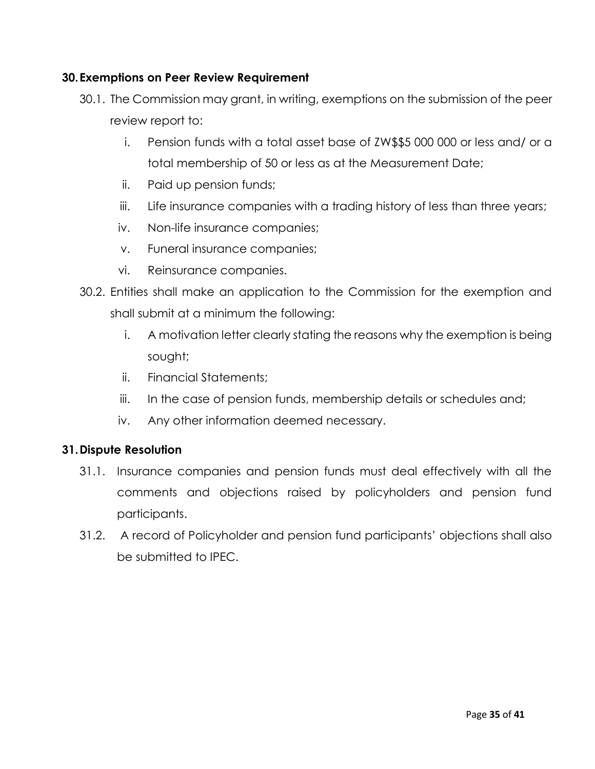## 30. Exemptions on Peer Review Requirement

30.1. The Commission may grant, in writing, exemptions on the submission of the peer review report to:

i. Pension funds with a total asset base of ZW$$5 000 000 or less and/ or a total membership of 50 or less as at the Measurement Date;

ii. Paid up pension funds;

iii. Life insurance companies with a trading history of less than three years;

iv. Non-life insurance companies;

v. Funeral insurance companies;

vi. Reinsurance companies.

30.2. Entities shall make an application to the Commission for the exemption and shall submit at a minimum the following:

i. A motivation letter clearly stating the reasons why the exemption is being sought;

ii. Financial Statements;

iii. In the case of pension funds, membership details or schedules and;

iv. Any other information deemed necessary.

## 31. Dispute Resolution

31.1. Insurance companies and pension funds must deal effectively with all the comments and objections raised by policyholders and pension fund participants.

31.2. A record of Policyholder and pension fund participants' objections shall also be submitted to IPEC.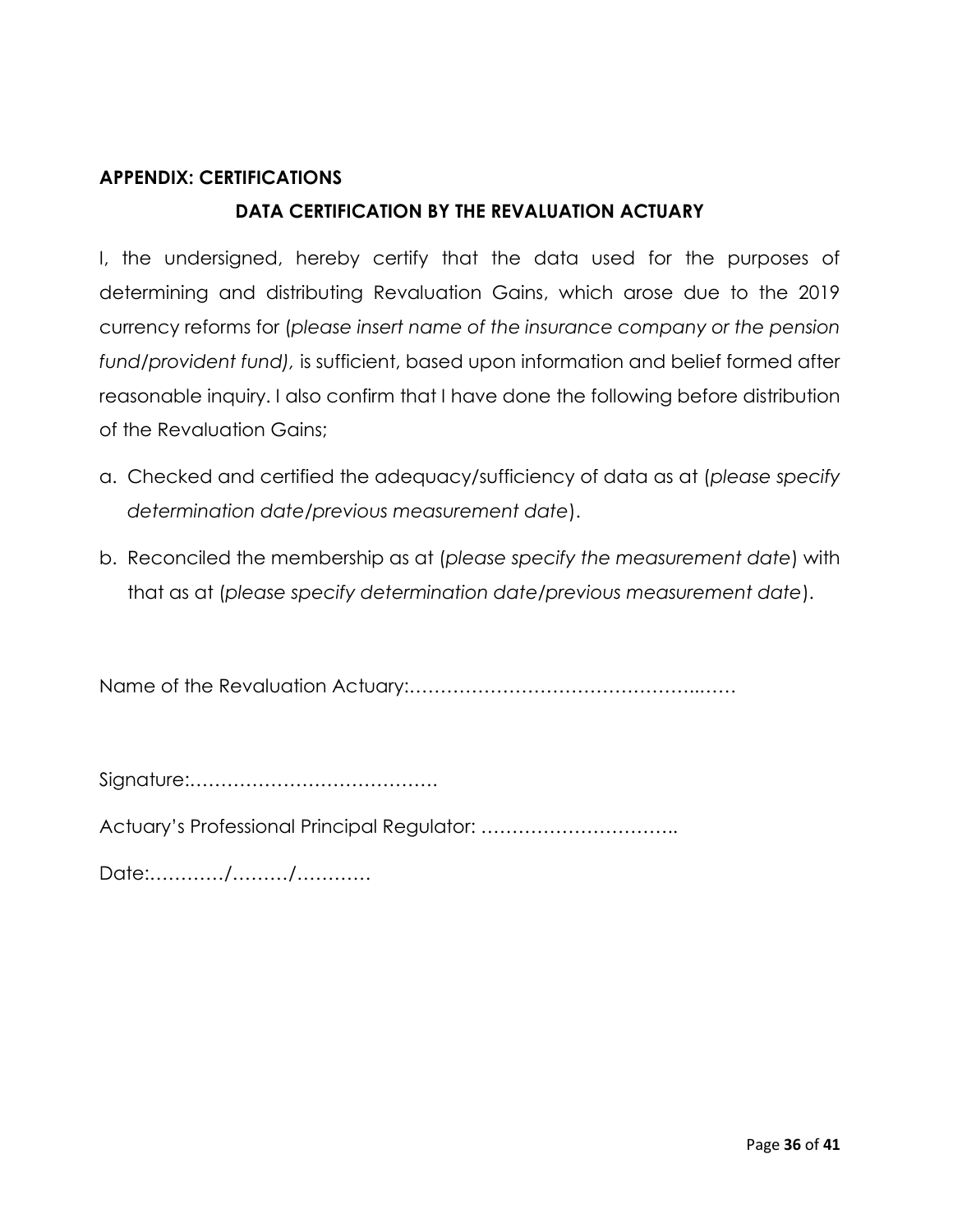## APPENDIX: CERTIFICATIONS

### DATA CERTIFICATION BY THE REVALUATION ACTUARY

I, the undersigned, hereby certify that the data used for the purposes of determining and distributing Revaluation Gains, which arose due to the 2019 currency reforms for (*please insert name of the insurance company or the pension fund/provident fund),* is sufficient, based upon information and belief formed after reasonable inquiry. I also confirm that I have done the following before distribution of the Revaluation Gains;

a. Checked and certified the adequacy/sufficiency of data as at (*please specify determination date/previous measurement date*).

b. Reconciled the membership as at (*please specify the measurement date*) with that as at (*please specify determination date/previous measurement date*).

Name of the Revaluation Actuary:……………………………………..……

Signature:…………………………………

Actuary's Professional Principal Regulator: …………………………..

Date:…………/………/…………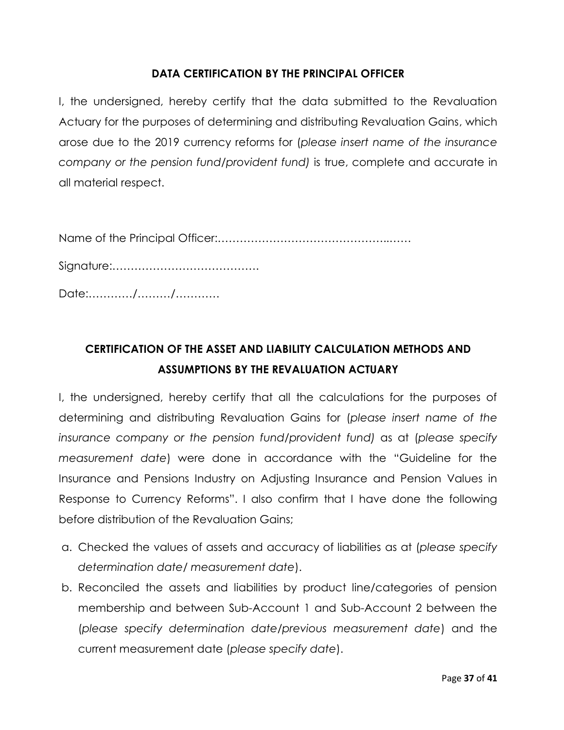## DATA CERTIFICATION BY THE PRINCIPAL OFFICER

I, the undersigned, hereby certify that the data submitted to the Revaluation Actuary for the purposes of determining and distributing Revaluation Gains, which arose due to the 2019 currency reforms for (*please insert name of the insurance company or the pension fund/provident fund)* is true, complete and accurate in all material respect.

Name of the Principal Officer:………………………………………..……

Signature:………………………………….

Date:…………/………/…………

## CERTIFICATION OF THE ASSET AND LIABILITY CALCULATION METHODS AND ASSUMPTIONS BY THE REVALUATION ACTUARY

I, the undersigned, hereby certify that all the calculations for the purposes of determining and distributing Revaluation Gains for (*please insert name of the insurance company or the pension fund/provident fund)* as at (*please specify measurement date*) were done in accordance with the "Guideline for the Insurance and Pensions Industry on Adjusting Insurance and Pension Values in Response to Currency Reforms". I also confirm that I have done the following before distribution of the Revaluation Gains;

a. Checked the values of assets and accuracy of liabilities as at (*please specify determination date/ measurement date*).
b. Reconciled the assets and liabilities by product line/categories of pension membership and between Sub-Account 1 and Sub-Account 2 between the (*please specify determination date/previous measurement date*) and the current measurement date (*please specify date*).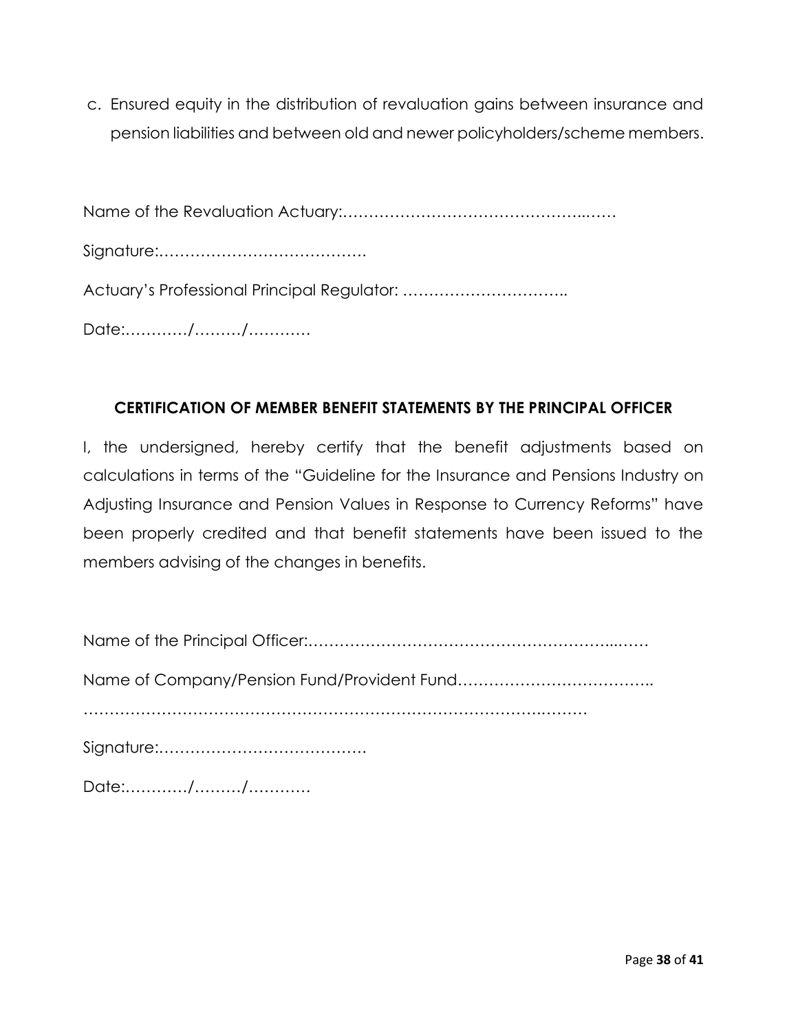c. Ensured equity in the distribution of revaluation gains between insurance and pension liabilities and between old and newer policyholders/scheme members.

Name of the Revaluation Actuary:……………………………………..……

Signature:………………………………….

Actuary's Professional Principal Regulator: …………………………..

Date:…………/………/…………

**CERTIFICATION OF MEMBER BENEFIT STATEMENTS BY THE PRINCIPAL OFFICER**

I, the undersigned, hereby certify that the benefit adjustments based on calculations in terms of the "Guideline for the Insurance and Pensions Industry on Adjusting Insurance and Pension Values in Response to Currency Reforms" have been properly credited and that benefit statements have been issued to the members advising of the changes in benefits.

Name of the Principal Officer:…………………………………………………...……

Name of Company/Pension Fund/Provident Fund………………………………..

……………………………………………………………………………..………

Signature:………………………………….

Date:…………/………/…………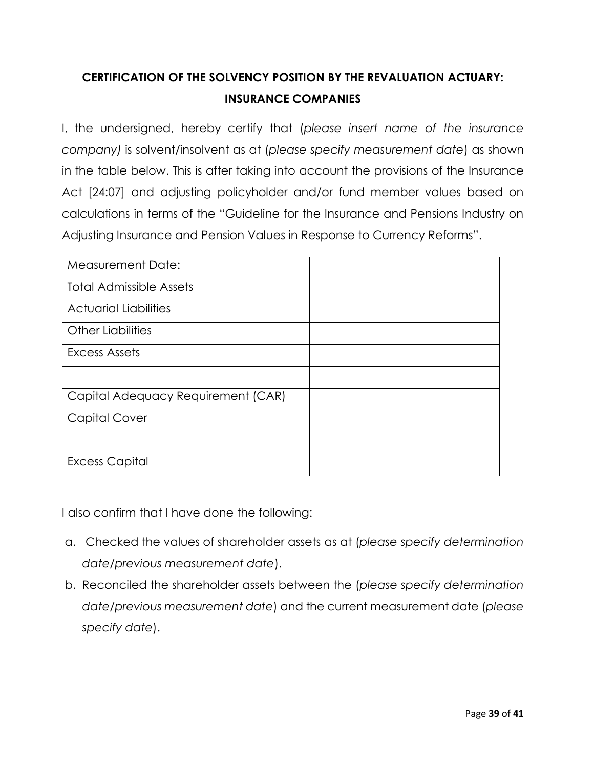## CERTIFICATION OF THE SOLVENCY POSITION BY THE REVALUATION ACTUARY: INSURANCE COMPANIES

I, the undersigned, hereby certify that (*please insert name of the insurance company)* is solvent/insolvent as at (*please specify measurement date*) as shown in the table below. This is after taking into account the provisions of the Insurance Act [24:07] and adjusting policyholder and/or fund member values based on calculations in terms of the "Guideline for the Insurance and Pensions Industry on Adjusting Insurance and Pension Values in Response to Currency Reforms".

| Measurement Date: | |
|---|---|
| Total Admissible Assets | |
| Actuarial Liabilities | |
| Other Liabilities | |
| Excess Assets | |
| | |
| Capital Adequacy Requirement (CAR) | |
| Capital Cover | |
| | |
| Excess Capital | |

I also confirm that I have done the following:

a. Checked the values of shareholder assets as at (*please specify determination date/previous measurement date*).

b. Reconciled the shareholder assets between the (*please specify determination date/previous measurement date*) and the current measurement date (*please specify date*).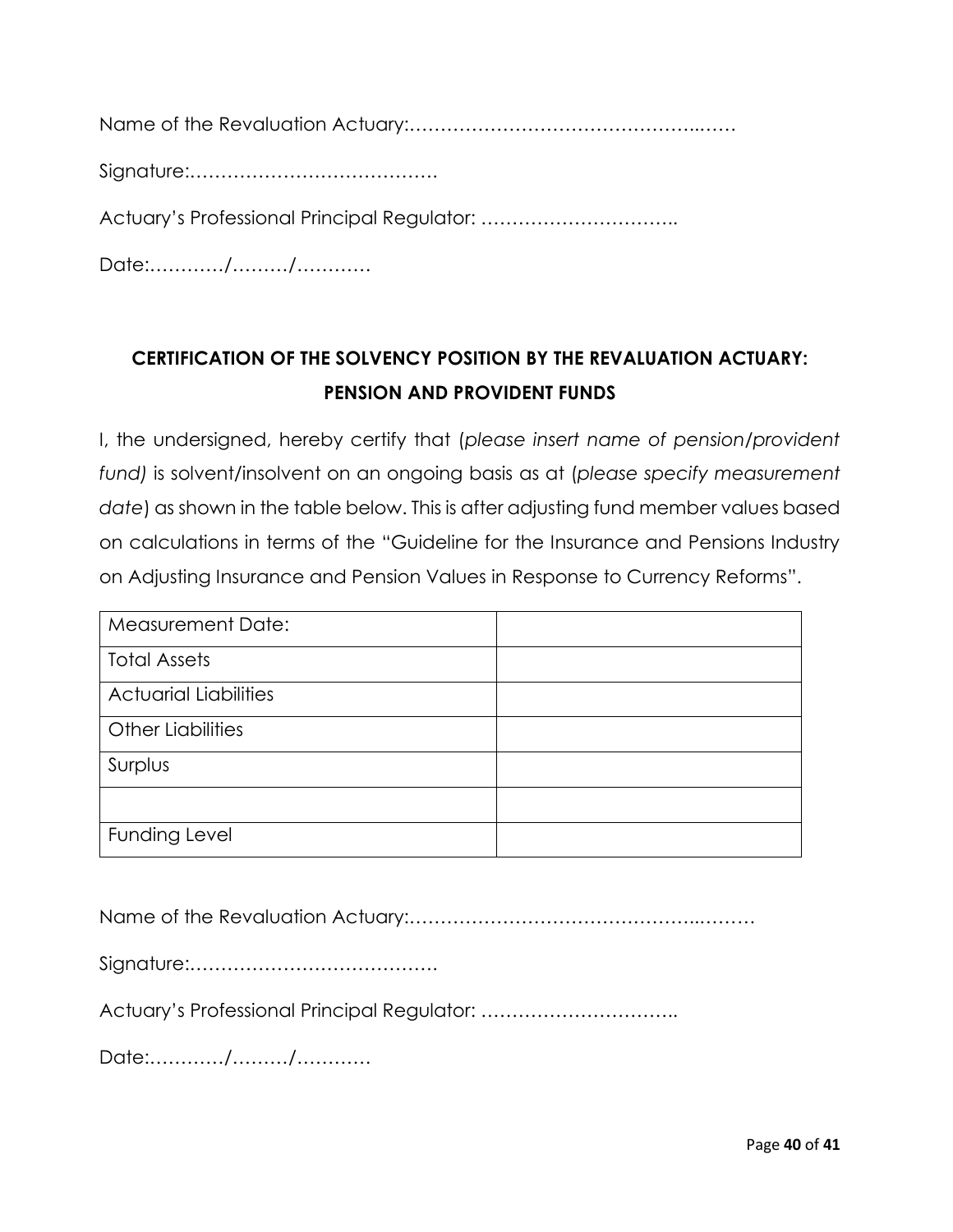Name of the Revaluation Actuary:……………………………………..……

Signature:…………………………………

Actuary's Professional Principal Regulator: …………………………..

Date:…………/………/…………

## CERTIFICATION OF THE SOLVENCY POSITION BY THE REVALUATION ACTUARY: PENSION AND PROVIDENT FUNDS

I, the undersigned, hereby certify that (*please insert name of pension/provident fund)* is solvent/insolvent on an ongoing basis as at (*please specify measurement date*) as shown in the table below. This is after adjusting fund member values based on calculations in terms of the "Guideline for the Insurance and Pensions Industry on Adjusting Insurance and Pension Values in Response to Currency Reforms".

| Measurement Date: | |
|---|---|
| Total Assets | |
| Actuarial Liabilities | |
| Other Liabilities | |
| Surplus | |
| | |
| Funding Level | |

Name of the Revaluation Actuary:……………………………………..………

Signature:…………………………………

Actuary's Professional Principal Regulator: …………………………..

Date:…………/………/…………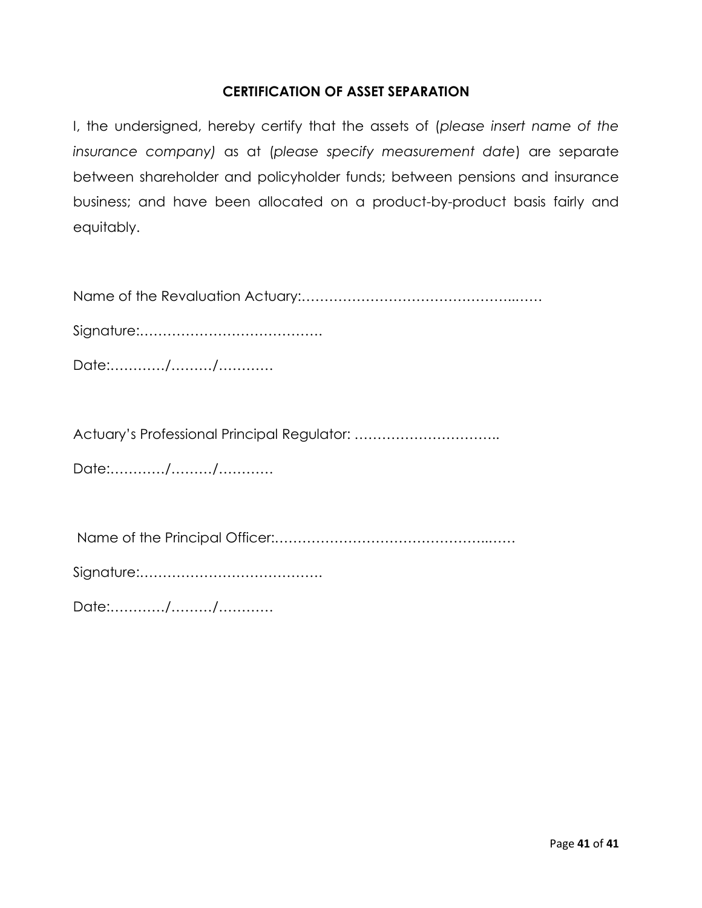## CERTIFICATION OF ASSET SEPARATION

I, the undersigned, hereby certify that the assets of (*please insert name of the insurance company)* as at (*please specify measurement date*) are separate between shareholder and policyholder funds; between pensions and insurance business; and have been allocated on a product-by-product basis fairly and equitably.

Name of the Revaluation Actuary:……………………………………..……

Signature:………………………………….

Date:…………/………/…………

Actuary's Professional Principal Regulator: …………………………..

Date:…………/………/…………

Name of the Principal Officer:……………………………………..……

Signature:………………………………….

Date:…………/………/…………